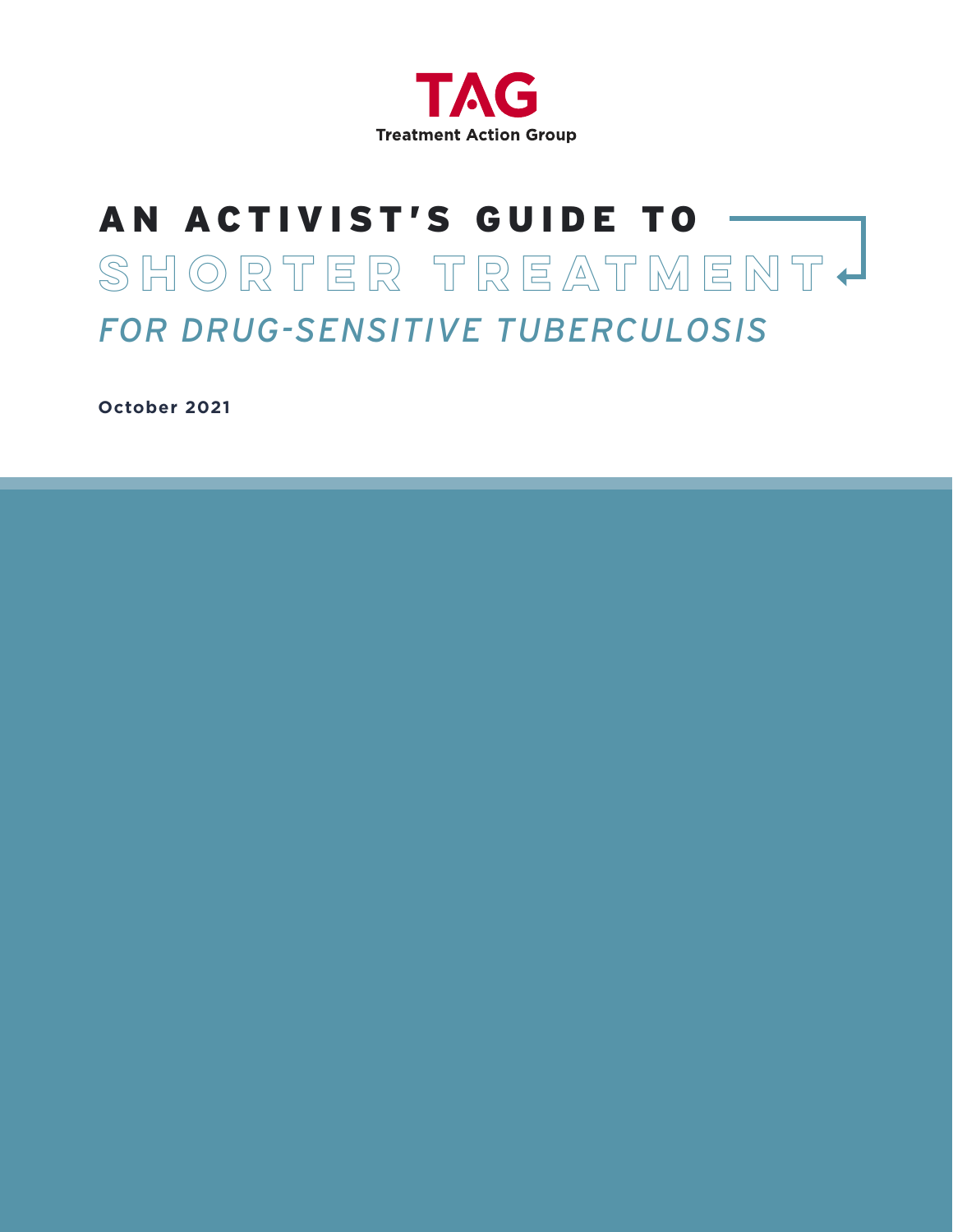TAG

Treatment Action Group

# AN ACTIVIST'S GUIDE TO SHORTER TREATMENT FOR DRUG-SENSITIVE TUBERCULOSIS

**October 2021**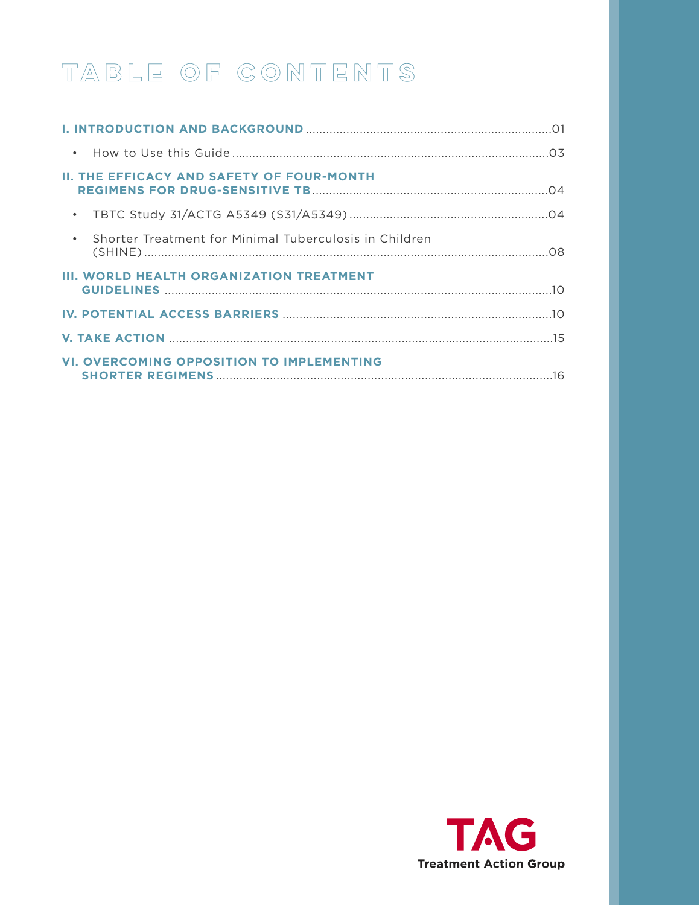# TABLE OF CONTENTS

**I. INTRODUCTION AND BACKGROUND** .......................................................................01

- How to Use this Guide .........................................................................................03

**II. THE EFFICACY AND SAFETY OF FOUR-MONTH REGIMENS FOR DRUG-SENSITIVE TB** ...........................................................................04

- TBTC Study 31/ACTG A5349 (S31/A5349) ...........................................................04
- Shorter Treatment for Minimal Tuberculosis in Children (SHINE) ...............................................................................................................08

**III. WORLD HEALTH ORGANIZATION TREATMENT GUIDELINES** ..............................................................................................................10

**IV. POTENTIAL ACCESS BARRIERS** ..........................................................................10

**V. TAKE ACTION** ...................................................................................................15

**VI. OVERCOMING OPPOSITION TO IMPLEMENTING SHORTER REGIMENS** ...............................................................................................16

TAG
Treatment Action Group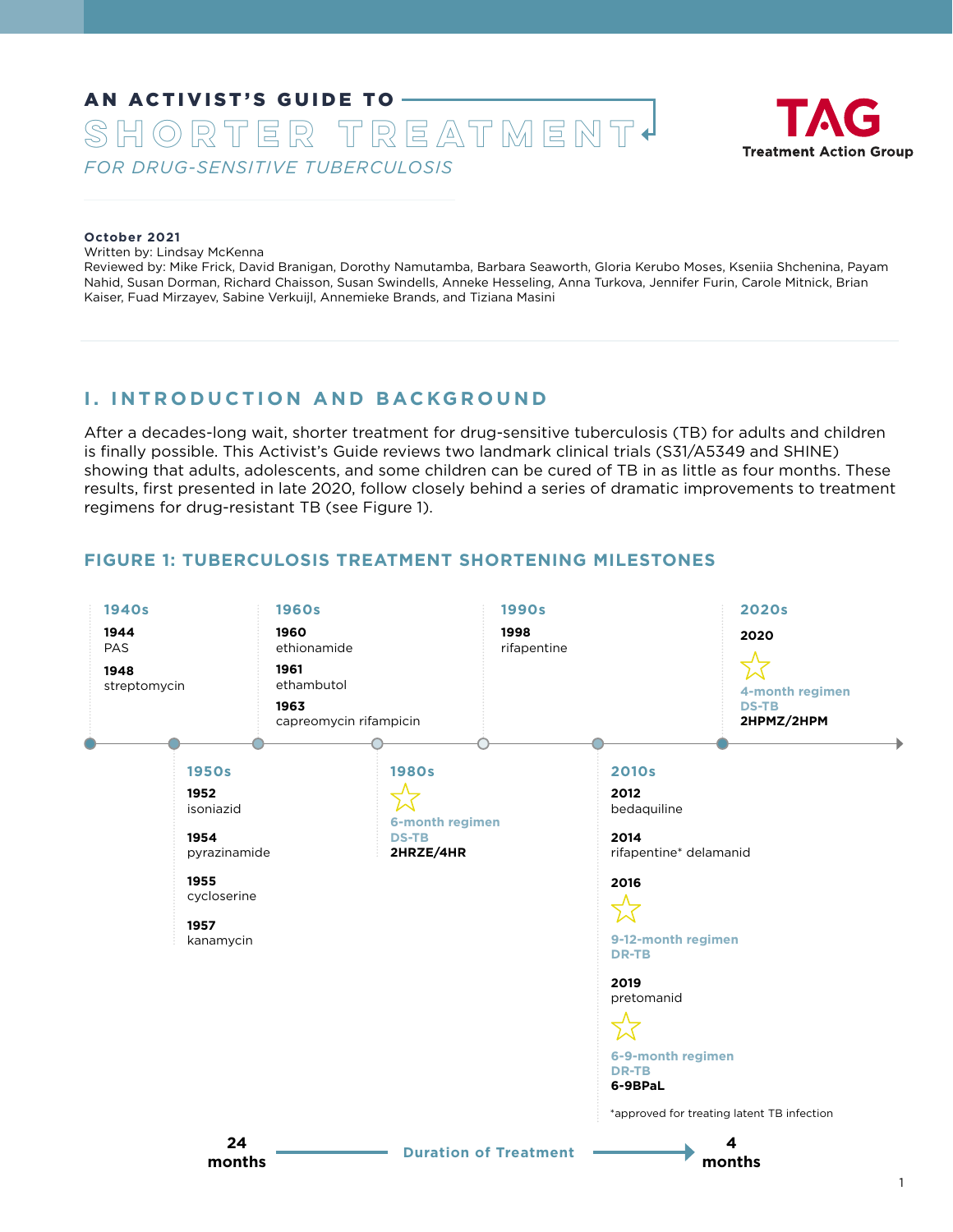# AN ACTIVIST'S GUIDE TO SHORTER TREATMENT

*FOR DRUG-SENSITIVE TUBERCULOSIS*

**TAG**
**Treatment Action Group**

**October 2021**
Written by: Lindsay McKenna
Reviewed by: Mike Frick, David Branigan, Dorothy Namutamba, Barbara Seaworth, Gloria Kerubo Moses, Kseniia Shchenina, Payam Nahid, Susan Dorman, Richard Chaisson, Susan Swindells, Anneke Hesseling, Anna Turkova, Jennifer Furin, Carole Mitnick, Brian Kaiser, Fuad Mirzayev, Sabine Verkuijl, Annemieke Brands, and Tiziana Masini

## I. INTRODUCTION AND BACKGROUND

After a decades-long wait, shorter treatment for drug-sensitive tuberculosis (TB) for adults and children is finally possible. This Activist's Guide reviews two landmark clinical trials (S31/A5349 and SHINE) showing that adults, adolescents, and some children can be cured of TB in as little as four months. These results, first presented in late 2020, follow closely behind a series of dramatic improvements to treatment regimens for drug-resistant TB (see Figure 1).

### FIGURE 1: TUBERCULOSIS TREATMENT SHORTENING MILESTONES

**1940s**
- **1944** PAS
- **1948** streptomycin

**1950s**
- **1952** isoniazid
- **1954** pyrazinamide
- **1955** cycloserine
- **1957** kanamycin

**1960s**
- **1960** ethionamide
- **1961** ethambutol
- **1963** capreomycin rifampicin

**1980s**
- ☆ 6-month regimen DS-TB **2HRZE/4HR**

**1990s**
- **1998** rifapentine

**2010s**
- **2012** bedaquiline
- **2014** rifapentine* delamanid
- **2016** ☆ 9-12-month regimen DR-TB
- **2019** pretomanid
- ☆ 6-9-month regimen DR-TB **6-9BPaL**

**2020s**
- **2020** ☆ 4-month regimen DS-TB **2HPMZ/2HPM**

*approved for treating latent TB infection

**24 months** — Duration of Treatment → **4 months**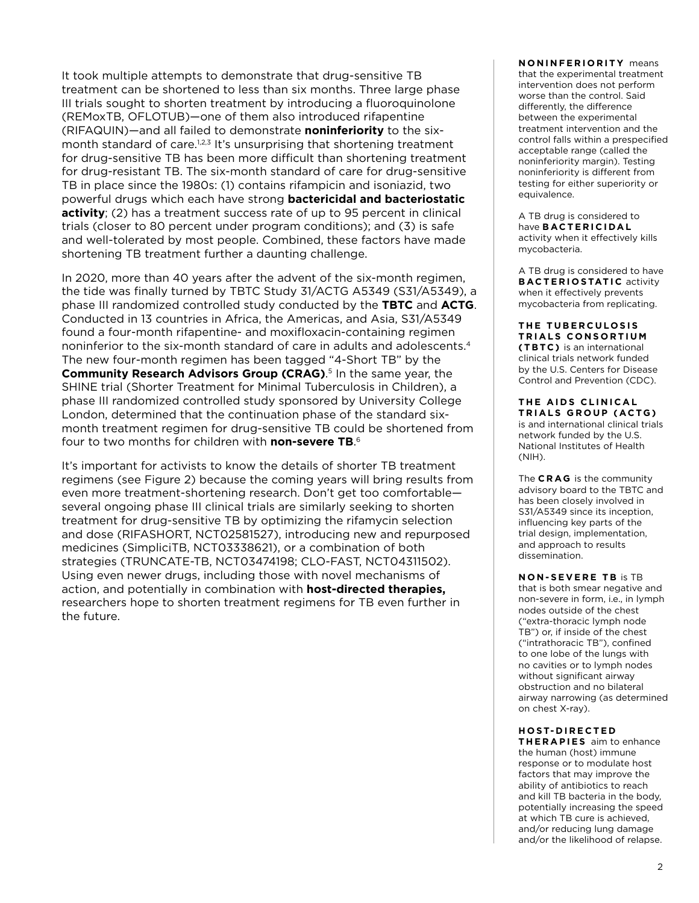It took multiple attempts to demonstrate that drug-sensitive TB treatment can be shortened to less than six months. Three large phase III trials sought to shorten treatment by introducing a fluoroquinolone (REMoxTB, OFLOTUB)—one of them also introduced rifapentine (RIFAQUIN)—and all failed to demonstrate **noninferiority** to the six-month standard of care.[1,2,3] It's unsurprising that shortening treatment for drug-sensitive TB has been more difficult than shortening treatment for drug-resistant TB. The six-month standard of care for drug-sensitive TB in place since the 1980s: (1) contains rifampicin and isoniazid, two powerful drugs which each have strong **bactericidal and bacteriostatic activity**; (2) has a treatment success rate of up to 95 percent in clinical trials (closer to 80 percent under program conditions); and (3) is safe and well-tolerated by most people. Combined, these factors have made shortening TB treatment further a daunting challenge.

In 2020, more than 40 years after the advent of the six-month regimen, the tide was finally turned by TBTC Study 31/ACTG A5349 (S31/A5349), a phase III randomized controlled study conducted by the **TBTC** and **ACTG**. Conducted in 13 countries in Africa, the Americas, and Asia, S31/A5349 found a four-month rifapentine- and moxifloxacin-containing regimen noninferior to the six-month standard of care in adults and adolescents.[4] The new four-month regimen has been tagged "4-Short TB" by the **Community Research Advisors Group (CRAG)**.[5] In the same year, the SHINE trial (Shorter Treatment for Minimal Tuberculosis in Children), a phase III randomized controlled study sponsored by University College London, determined that the continuation phase of the standard six-month treatment regimen for drug-sensitive TB could be shortened from four to two months for children with **non-severe TB**.[6]

It's important for activists to know the details of shorter TB treatment regimens (see Figure 2) because the coming years will bring results from even more treatment-shortening research. Don't get too comfortable—several ongoing phase III clinical trials are similarly seeking to shorten treatment for drug-sensitive TB by optimizing the rifamycin selection and dose (RIFASHORT, NCT02581527), introducing new and repurposed medicines (SimpliciTB, NCT03338621), or a combination of both strategies (TRUNCATE-TB, NCT03474198; CLO-FAST, NCT04311502). Using even newer drugs, including those with novel mechanisms of action, and potentially in combination with **host-directed therapies,** researchers hope to shorten treatment regimens for TB even further in the future.

**NONINFERIORITY** means that the experimental treatment intervention does not perform worse than the control. Said differently, the difference between the experimental treatment intervention and the control falls within a prespecified acceptable range (called the noninferiority margin). Testing noninferiority is different from testing for either superiority or equivalence.

A TB drug is considered to have **BACTERICIDAL** activity when it effectively kills mycobacteria.

A TB drug is considered to have **BACTERIOSTATIC** activity when it effectively prevents mycobacteria from replicating.

**THE TUBERCULOSIS TRIALS CONSORTIUM (TBTC)** is an international clinical trials network funded by the U.S. Centers for Disease Control and Prevention (CDC).

**THE AIDS CLINICAL TRIALS GROUP (ACTG)** is and international clinical trials network funded by the U.S. National Institutes of Health (NIH).

The **CRAG** is the community advisory board to the TBTC and has been closely involved in S31/A5349 since its inception, influencing key parts of the trial design, implementation, and approach to results dissemination.

**NON-SEVERE TB** is TB that is both smear negative and non-severe in form, i.e., in lymph nodes outside of the chest ("extra-thoracic lymph node TB") or, if inside of the chest ("intrathoracic TB"), confined to one lobe of the lungs with no cavities or to lymph nodes without significant airway obstruction and no bilateral airway narrowing (as determined on chest X-ray).

**HOST-DIRECTED THERAPIES** aim to enhance the human (host) immune response or to modulate host factors that may improve the ability of antibiotics to reach and kill TB bacteria in the body, potentially increasing the speed at which TB cure is achieved, and/or reducing lung damage and/or the likelihood of relapse.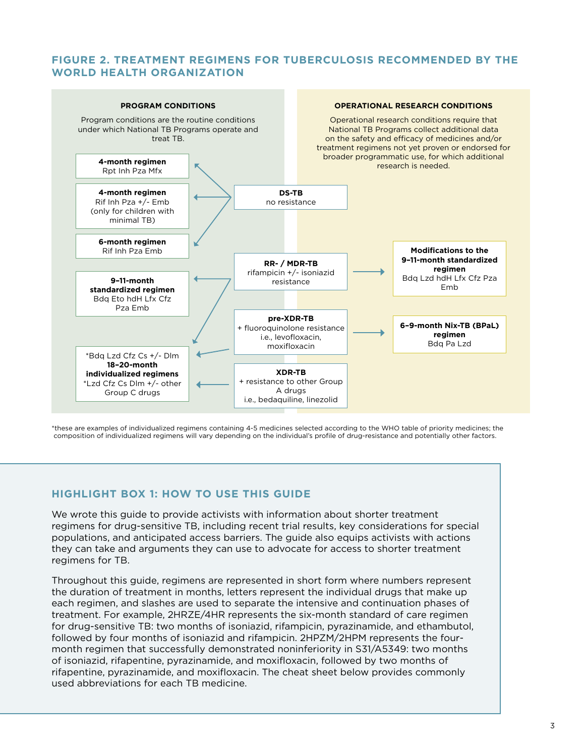## FIGURE 2. TREATMENT REGIMENS FOR TUBERCULOSIS RECOMMENDED BY THE WORLD HEALTH ORGANIZATION

**PROGRAM CONDITIONS**

Program conditions are the routine conditions under which National TB Programs operate and treat TB.

**OPERATIONAL RESEARCH CONDITIONS**

Operational research conditions require that National TB Programs collect additional data on the safety and efficacy of medicines and/or treatment regimens not yet proven or endorsed for broader programmatic use, for which additional research is needed.

**DS-TB**
no resistance

→ **4-month regimen**
Rpt Inh Pza Mfx

→ **4-month regimen**
Rif Inh Pza +/- Emb
(only for children with minimal TB)

→ **6-month regimen**
Rif Inh Pza Emb

**RR- / MDR-TB**
rifampicin +/- isoniazid resistance

→ **9–11-month standardized regimen**
Bdq Eto hdH Lfx Cfz Pza Emb

→ *Bdq Lzd Cfz Cs +/- Dlm **18–20-month individualized regimens** *Lzd Cfz Cs Dlm +/- other Group C drugs

→ **Modifications to the 9–11-month standardized regimen**
Bdq Lzd hdH Lfx Cfz Pza Emb

**pre-XDR-TB**
+ fluoroquinolone resistance i.e., levofloxacin, moxifloxacin

→ *Bdq Lzd Cfz Cs +/- Dlm **18–20-month individualized regimens** *Lzd Cfz Cs Dlm +/- other Group C drugs

→ **6–9-month Nix-TB (BPaL) regimen**
Bdq Pa Lzd

**XDR-TB**
+ resistance to other Group A drugs i.e., bedaquiline, linezolid

→ *Bdq Lzd Cfz Cs +/- Dlm **18–20-month individualized regimens** *Lzd Cfz Cs Dlm +/- other Group C drugs

*these are examples of individualized regimens containing 4-5 medicines selected according to the WHO table of priority medicines; the composition of individualized regimens will vary depending on the individual's profile of drug-resistance and potentially other factors.

### HIGHLIGHT BOX 1: HOW TO USE THIS GUIDE

We wrote this guide to provide activists with information about shorter treatment regimens for drug-sensitive TB, including recent trial results, key considerations for special populations, and anticipated access barriers. The guide also equips activists with actions they can take and arguments they can use to advocate for access to shorter treatment regimens for TB.

Throughout this guide, regimens are represented in short form where numbers represent the duration of treatment in months, letters represent the individual drugs that make up each regimen, and slashes are used to separate the intensive and continuation phases of treatment. For example, 2HRZE/4HR represents the six-month standard of care regimen for drug-sensitive TB: two months of isoniazid, rifampicin, pyrazinamide, and ethambutol, followed by four months of isoniazid and rifampicin. 2HPZM/2HPM represents the four-month regimen that successfully demonstrated noninferiority in S31/A5349: two months of isoniazid, rifapentine, pyrazinamide, and moxifloxacin, followed by two months of rifapentine, pyrazinamide, and moxifloxacin. The cheat sheet below provides commonly used abbreviations for each TB medicine.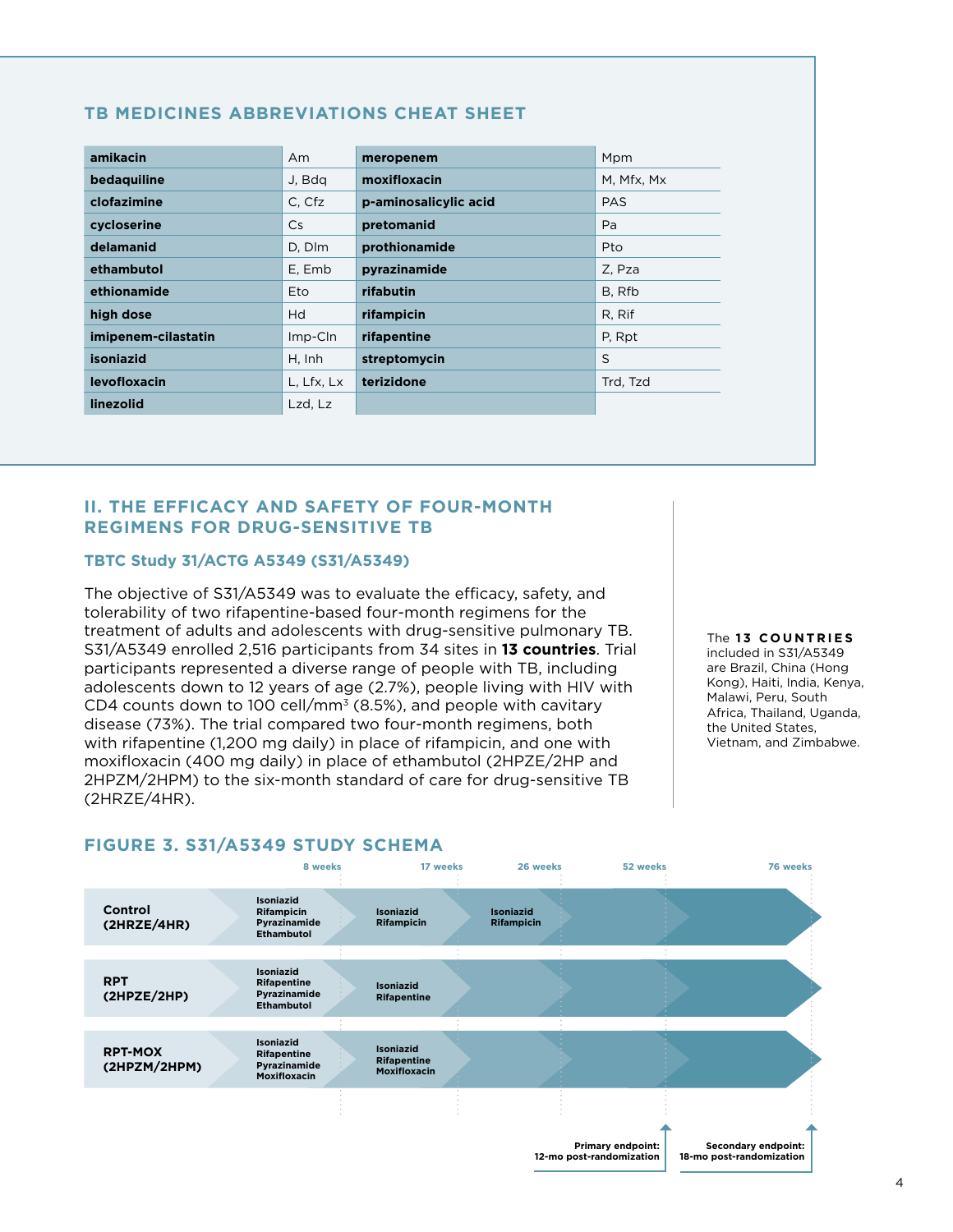### TB MEDICINES ABBREVIATIONS CHEAT SHEET

| | | | |
|---|---|---|---|
| **amikacin** | Am | **meropenem** | Mpm |
| **bedaquiline** | J, Bdq | **moxifloxacin** | M, Mfx, Mx |
| **clofazimine** | C, Cfz | **p-aminosalicylic acid** | PAS |
| **cycloserine** | Cs | **pretomanid** | Pa |
| **delamanid** | D, Dlm | **prothionamide** | Pto |
| **ethambutol** | E, Emb | **pyrazinamide** | Z, Pza |
| **ethionamide** | Eto | **rifabutin** | B, Rfb |
| **high dose** | Hd | **rifampicin** | R, Rif |
| **imipenem-cilastatin** | Imp-Cln | **rifapentine** | P, Rpt |
| **isoniazid** | H, Inh | **streptomycin** | S |
| **levofloxacin** | L, Lfx, Lx | **terizidone** | Trd, Tzd |
| **linezolid** | Lzd, Lz | | |

## II. THE EFFICACY AND SAFETY OF FOUR-MONTH REGIMENS FOR DRUG-SENSITIVE TB

### TBTC Study 31/ACTG A5349 (S31/A5349)

The objective of S31/A5349 was to evaluate the efficacy, safety, and tolerability of two rifapentine-based four-month regimens for the treatment of adults and adolescents with drug-sensitive pulmonary TB. S31/A5349 enrolled 2,516 participants from 34 sites in **13 countries**. Trial participants represented a diverse range of people with TB, including adolescents down to 12 years of age (2.7%), people living with HIV with CD4 counts down to 100 cell/mm³ (8.5%), and people with cavitary disease (73%). The trial compared two four-month regimens, both with rifapentine (1,200 mg daily) in place of rifampicin, and one with moxifloxacin (400 mg daily) in place of ethambutol (2HPZE/2HP and 2HPZM/2HPM) to the six-month standard of care for drug-sensitive TB (2HRZE/4HR).

The **13 COUNTRIES** included in S31/A5349 are Brazil, China (Hong Kong), Haiti, India, Kenya, Malawi, Peru, South Africa, Thailand, Uganda, the United States, Vietnam, and Zimbabwe.

### FIGURE 3. S31/A5349 STUDY SCHEMA

| Arm | 0–8 weeks | 8–17 weeks | 17–26 weeks |
|---|---|---|---|
| **Control (2HRZE/4HR)** | Isoniazid, Rifampicin, Pyrazinamide, Ethambutol | Isoniazid, Rifampicin | Isoniazid, Rifampicin |
| **RPT (2HPZE/2HP)** | Isoniazid, Rifapentine, Pyrazinamide, Ethambutol | Isoniazid, Rifapentine | |
| **RPT-MOX (2HPZM/2HPM)** | Isoniazid, Rifapentine, Pyrazinamide, Moxifloxacin | Isoniazid, Rifapentine, Moxifloxacin | |

Timeline markers: 8 weeks, 17 weeks, 26 weeks, 52 weeks, 76 weeks

Primary endpoint: 12-mo post-randomization (52 weeks)

Secondary endpoint: 18-mo post-randomization (76 weeks)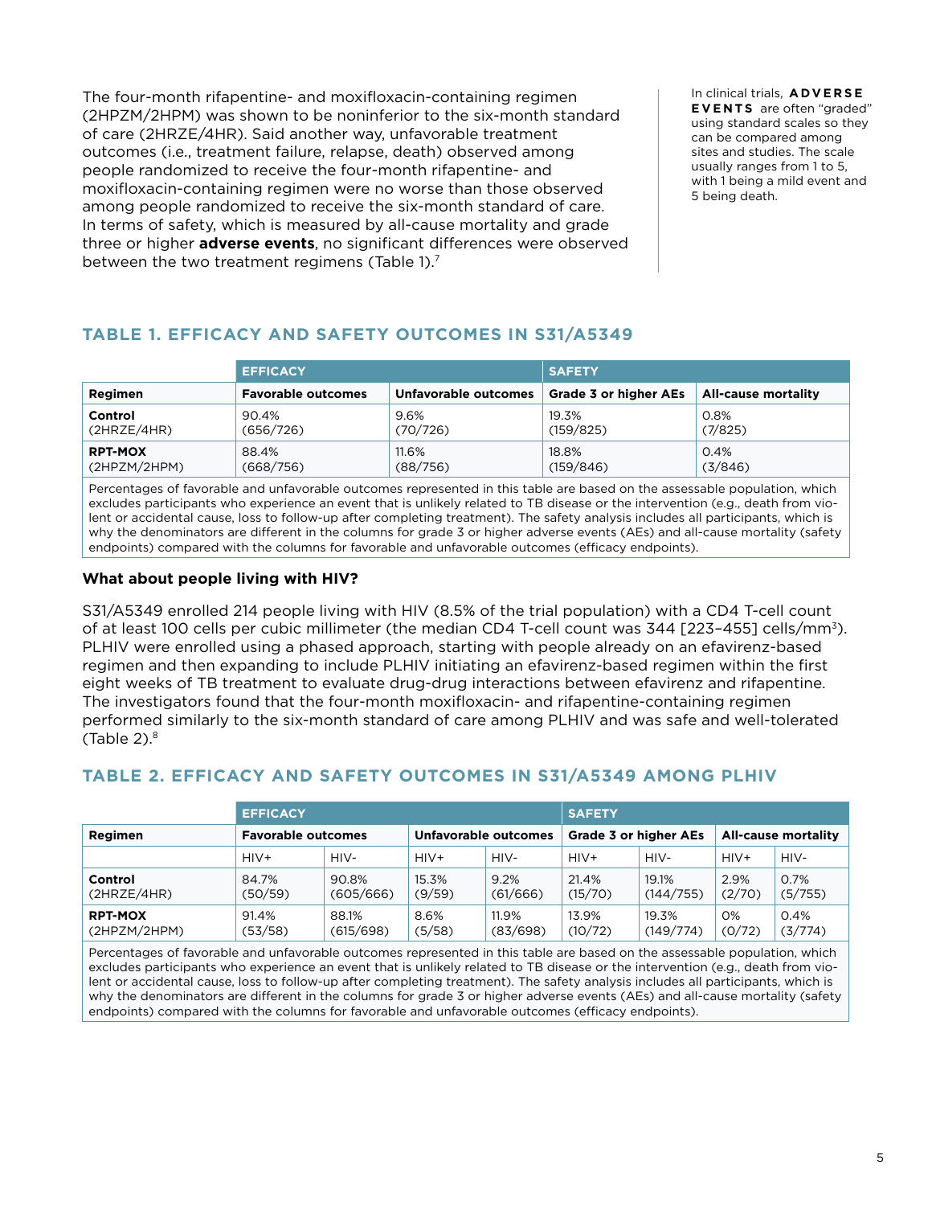The four-month rifapentine- and moxifloxacin-containing regimen (2HPZM/2HPM) was shown to be noninferior to the six-month standard of care (2HRZE/4HR). Said another way, unfavorable treatment outcomes (i.e., treatment failure, relapse, death) observed among people randomized to receive the four-month rifapentine- and moxifloxacin-containing regimen were no worse than those observed among people randomized to receive the six-month standard of care. In terms of safety, which is measured by all-cause mortality and grade three or higher **adverse events**, no significant differences were observed between the two treatment regimens (Table 1).[7]

In clinical trials, **ADVERSE EVENTS** are often "graded" using standard scales so they can be compared among sites and studies. The scale usually ranges from 1 to 5, with 1 being a mild event and 5 being death.

## TABLE 1. EFFICACY AND SAFETY OUTCOMES IN S31/A5349

| | EFFICACY | | SAFETY | |
|---|---|---|---|---|
| **Regimen** | **Favorable outcomes** | **Unfavorable outcomes** | **Grade 3 or higher AEs** | **All-cause mortality** |
| **Control** (2HRZE/4HR) | 90.4% (656/726) | 9.6% (70/726) | 19.3% (159/825) | 0.8% (7/825) |
| **RPT-MOX** (2HPZM/2HPM) | 88.4% (668/756) | 11.6% (88/756) | 18.8% (159/846) | 0.4% (3/846) |

Percentages of favorable and unfavorable outcomes represented in this table are based on the assessable population, which excludes participants who experience an event that is unlikely related to TB disease or the intervention (e.g., death from violent or accidental cause, loss to follow-up after completing treatment). The safety analysis includes all participants, which is why the denominators are different in the columns for grade 3 or higher adverse events (AEs) and all-cause mortality (safety endpoints) compared with the columns for favorable and unfavorable outcomes (efficacy endpoints).

### What about people living with HIV?

S31/A5349 enrolled 214 people living with HIV (8.5% of the trial population) with a CD4 T-cell count of at least 100 cells per cubic millimeter (the median CD4 T-cell count was 344 [223–455] cells/mm$^3$). PLHIV were enrolled using a phased approach, starting with people already on an efavirenz-based regimen and then expanding to include PLHIV initiating an efavirenz-based regimen within the first eight weeks of TB treatment to evaluate drug-drug interactions between efavirenz and rifapentine. The investigators found that the four-month moxifloxacin- and rifapentine-containing regimen performed similarly to the six-month standard of care among PLHIV and was safe and well-tolerated (Table 2).[8]

## TABLE 2. EFFICACY AND SAFETY OUTCOMES IN S31/A5349 AMONG PLHIV

| | EFFICACY | | | | SAFETY | | | |
|---|---|---|---|---|---|---|---|---|
| **Regimen** | **Favorable outcomes** | | **Unfavorable outcomes** | | **Grade 3 or higher AEs** | | **All-cause mortality** | |
| | HIV+ | HIV- | HIV+ | HIV- | HIV+ | HIV- | HIV+ | HIV- |
| **Control** (2HRZE/4HR) | 84.7% (50/59) | 90.8% (605/666) | 15.3% (9/59) | 9.2% (61/666) | 21.4% (15/70) | 19.1% (144/755) | 2.9% (2/70) | 0.7% (5/755) |
| **RPT-MOX** (2HPZM/2HPM) | 91.4% (53/58) | 88.1% (615/698) | 8.6% (5/58) | 11.9% (83/698) | 13.9% (10/72) | 19.3% (149/774) | 0% (0/72) | 0.4% (3/774) |

Percentages of favorable and unfavorable outcomes represented in this table are based on the assessable population, which excludes participants who experience an event that is unlikely related to TB disease or the intervention (e.g., death from violent or accidental cause, loss to follow-up after completing treatment). The safety analysis includes all participants, which is why the denominators are different in the columns for grade 3 or higher adverse events (AEs) and all-cause mortality (safety endpoints) compared with the columns for favorable and unfavorable outcomes (efficacy endpoints).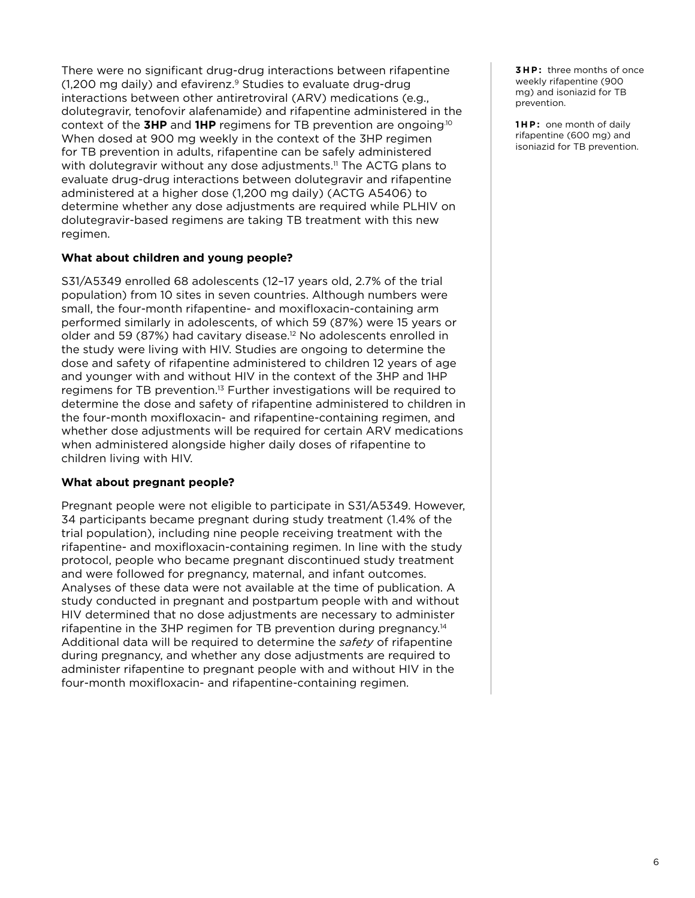There were no significant drug-drug interactions between rifapentine (1,200 mg daily) and efavirenz.[9] Studies to evaluate drug-drug interactions between other antiretroviral (ARV) medications (e.g., dolutegravir, tenofovir alafenamide) and rifapentine administered in the context of the **3HP** and **1HP** regimens for TB prevention are ongoing.[10] When dosed at 900 mg weekly in the context of the 3HP regimen for TB prevention in adults, rifapentine can be safely administered with dolutegravir without any dose adjustments.[11] The ACTG plans to evaluate drug-drug interactions between dolutegravir and rifapentine administered at a higher dose (1,200 mg daily) (ACTG A5406) to determine whether any dose adjustments are required while PLHIV on dolutegravir-based regimens are taking TB treatment with this new regimen.

**3HP:** three months of once weekly rifapentine (900 mg) and isoniazid for TB prevention.

**1HP:** one month of daily rifapentine (600 mg) and isoniazid for TB prevention.

**What about children and young people?**

S31/A5349 enrolled 68 adolescents (12–17 years old, 2.7% of the trial population) from 10 sites in seven countries. Although numbers were small, the four-month rifapentine- and moxifloxacin-containing arm performed similarly in adolescents, of which 59 (87%) were 15 years or older and 59 (87%) had cavitary disease.[12] No adolescents enrolled in the study were living with HIV. Studies are ongoing to determine the dose and safety of rifapentine administered to children 12 years of age and younger with and without HIV in the context of the 3HP and 1HP regimens for TB prevention.[13] Further investigations will be required to determine the dose and safety of rifapentine administered to children in the four-month moxifloxacin- and rifapentine-containing regimen, and whether dose adjustments will be required for certain ARV medications when administered alongside higher daily doses of rifapentine to children living with HIV.

**What about pregnant people?**

Pregnant people were not eligible to participate in S31/A5349. However, 34 participants became pregnant during study treatment (1.4% of the trial population), including nine people receiving treatment with the rifapentine- and moxifloxacin-containing regimen. In line with the study protocol, people who became pregnant discontinued study treatment and were followed for pregnancy, maternal, and infant outcomes. Analyses of these data were not available at the time of publication. A study conducted in pregnant and postpartum people with and without HIV determined that no dose adjustments are necessary to administer rifapentine in the 3HP regimen for TB prevention during pregnancy.[14] Additional data will be required to determine the *safety* of rifapentine during pregnancy, and whether any dose adjustments are required to administer rifapentine to pregnant people with and without HIV in the four-month moxifloxacin- and rifapentine-containing regimen.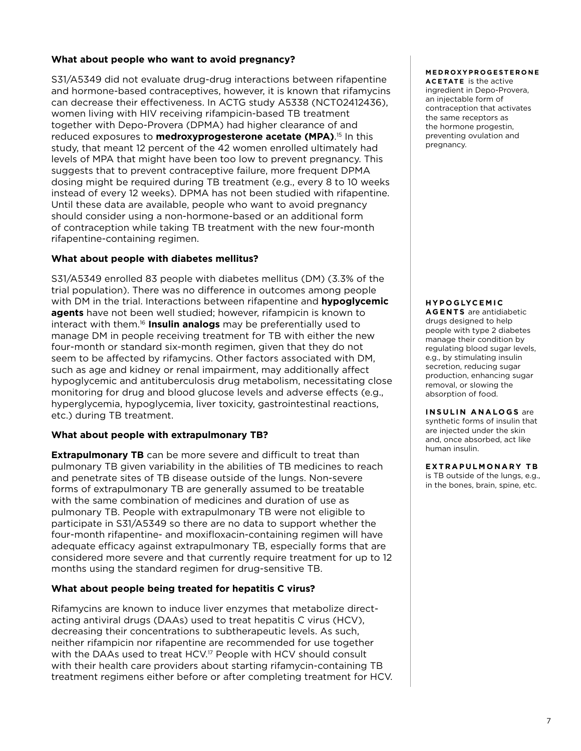### What about people who want to avoid pregnancy?

S31/A5349 did not evaluate drug-drug interactions between rifapentine and hormone-based contraceptives, however, it is known that rifamycins can decrease their effectiveness. In ACTG study A5338 (NCT02412436), women living with HIV receiving rifampicin-based TB treatment together with Depo-Provera (DPMA) had higher clearance of and reduced exposures to **medroxyprogesterone acetate (MPA)**.[15] In this study, that meant 12 percent of the 42 women enrolled ultimately had levels of MPA that might have been too low to prevent pregnancy. This suggests that to prevent contraceptive failure, more frequent DPMA dosing might be required during TB treatment (e.g., every 8 to 10 weeks instead of every 12 weeks). DPMA has not been studied with rifapentine. Until these data are available, people who want to avoid pregnancy should consider using a non-hormone-based or an additional form of contraception while taking TB treatment with the new four-month rifapentine-containing regimen.

**MEDROXYPROGESTERONE ACETATE** is the active ingredient in Depo-Provera, an injectable form of contraception that activates the same receptors as the hormone progestin, preventing ovulation and pregnancy.

### What about people with diabetes mellitus?

S31/A5349 enrolled 83 people with diabetes mellitus (DM) (3.3% of the trial population). There was no difference in outcomes among people with DM in the trial. Interactions between rifapentine and **hypoglycemic agents** have not been well studied; however, rifampicin is known to interact with them.[16] **Insulin analogs** may be preferentially used to manage DM in people receiving treatment for TB with either the new four-month or standard six-month regimen, given that they do not seem to be affected by rifamycins. Other factors associated with DM, such as age and kidney or renal impairment, may additionally affect hypoglycemic and antituberculosis drug metabolism, necessitating close monitoring for drug and blood glucose levels and adverse effects (e.g., hyperglycemia, hypoglycemia, liver toxicity, gastrointestinal reactions, etc.) during TB treatment.

**HYPOGLYCEMIC AGENTS** are antidiabetic drugs designed to help people with type 2 diabetes manage their condition by regulating blood sugar levels, e.g., by stimulating insulin secretion, reducing sugar production, enhancing sugar removal, or slowing the absorption of food.

**INSULIN ANALOGS** are synthetic forms of insulin that are injected under the skin and, once absorbed, act like human insulin.

### What about people with extrapulmonary TB?

**Extrapulmonary TB** can be more severe and difficult to treat than pulmonary TB given variability in the abilities of TB medicines to reach and penetrate sites of TB disease outside of the lungs. Non-severe forms of extrapulmonary TB are generally assumed to be treatable with the same combination of medicines and duration of use as pulmonary TB. People with extrapulmonary TB were not eligible to participate in S31/A5349 so there are no data to support whether the four-month rifapentine- and moxifloxacin-containing regimen will have adequate efficacy against extrapulmonary TB, especially forms that are considered more severe and that currently require treatment for up to 12 months using the standard regimen for drug-sensitive TB.

**EXTRAPULMONARY TB** is TB outside of the lungs, e.g., in the bones, brain, spine, etc.

### What about people being treated for hepatitis C virus?

Rifamycins are known to induce liver enzymes that metabolize direct-acting antiviral drugs (DAAs) used to treat hepatitis C virus (HCV), decreasing their concentrations to subtherapeutic levels. As such, neither rifampicin nor rifapentine are recommended for use together with the DAAs used to treat HCV.[17] People with HCV should consult with their health care providers about starting rifamycin-containing TB treatment regimens either before or after completing treatment for HCV.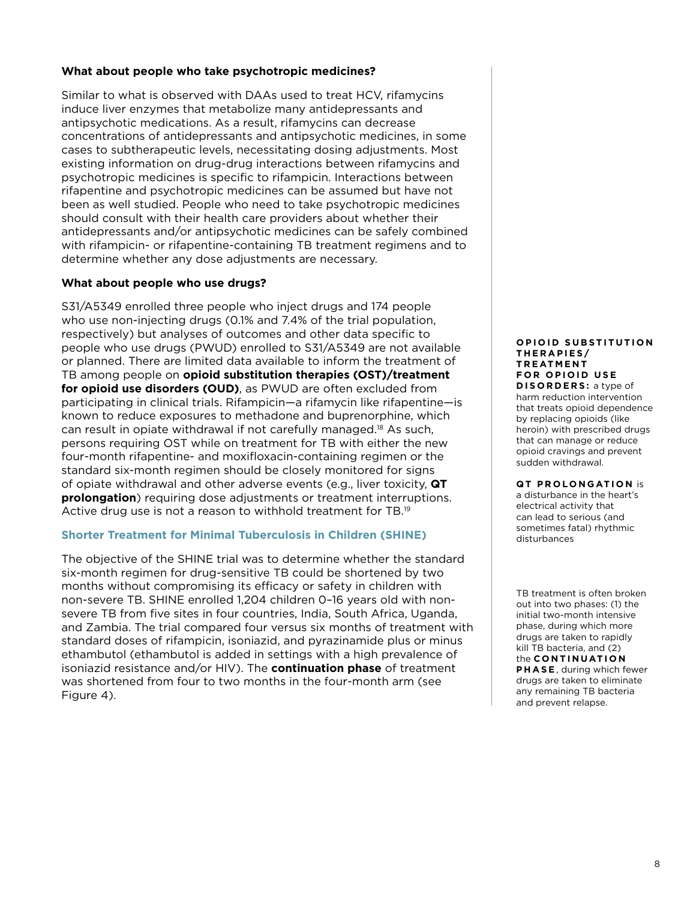### What about people who take psychotropic medicines?

Similar to what is observed with DAAs used to treat HCV, rifamycins induce liver enzymes that metabolize many antidepressants and antipsychotic medications. As a result, rifamycins can decrease concentrations of antidepressants and antipsychotic medicines, in some cases to subtherapeutic levels, necessitating dosing adjustments. Most existing information on drug-drug interactions between rifamycins and psychotropic medicines is specific to rifampicin. Interactions between rifapentine and psychotropic medicines can be assumed but have not been as well studied. People who need to take psychotropic medicines should consult with their health care providers about whether their antidepressants and/or antipsychotic medicines can be safely combined with rifampicin- or rifapentine-containing TB treatment regimens and to determine whether any dose adjustments are necessary.

### What about people who use drugs?

S31/A5349 enrolled three people who inject drugs and 174 people who use non-injecting drugs (0.1% and 7.4% of the trial population, respectively) but analyses of outcomes and other data specific to people who use drugs (PWUD) enrolled to S31/A5349 are not available or planned. There are limited data available to inform the treatment of TB among people on **opioid substitution therapies (OST)/treatment for opioid use disorders (OUD)**, as PWUD are often excluded from participating in clinical trials. Rifampicin—a rifamycin like rifapentine—is known to reduce exposures to methadone and buprenorphine, which can result in opiate withdrawal if not carefully managed.[18] As such, persons requiring OST while on treatment for TB with either the new four-month rifapentine- and moxifloxacin-containing regimen or the standard six-month regimen should be closely monitored for signs of opiate withdrawal and other adverse events (e.g., liver toxicity, **QT prolongation**) requiring dose adjustments or treatment interruptions. Active drug use is not a reason to withhold treatment for TB.[19]

**OPIOID SUBSTITUTION THERAPIES/ TREATMENT FOR OPIOID USE DISORDERS:** a type of harm reduction intervention that treats opioid dependence by replacing opioids (like heroin) with prescribed drugs that can manage or reduce opioid cravings and prevent sudden withdrawal.

**QT PROLONGATION** is a disturbance in the heart's electrical activity that can lead to serious (and sometimes fatal) rhythmic disturbances

## Shorter Treatment for Minimal Tuberculosis in Children (SHINE)

The objective of the SHINE trial was to determine whether the standard six-month regimen for drug-sensitive TB could be shortened by two months without compromising its efficacy or safety in children with non-severe TB. SHINE enrolled 1,204 children 0–16 years old with non-severe TB from five sites in four countries, India, South Africa, Uganda, and Zambia. The trial compared four versus six months of treatment with standard doses of rifampicin, isoniazid, and pyrazinamide plus or minus ethambutol (ethambutol is added in settings with a high prevalence of isoniazid resistance and/or HIV). The **continuation phase** of treatment was shortened from four to two months in the four-month arm (see Figure 4).

TB treatment is often broken out into two phases: (1) the initial two-month intensive phase, during which more drugs are taken to rapidly kill TB bacteria, and (2) the **CONTINUATION PHASE**, during which fewer drugs are taken to eliminate any remaining TB bacteria and prevent relapse.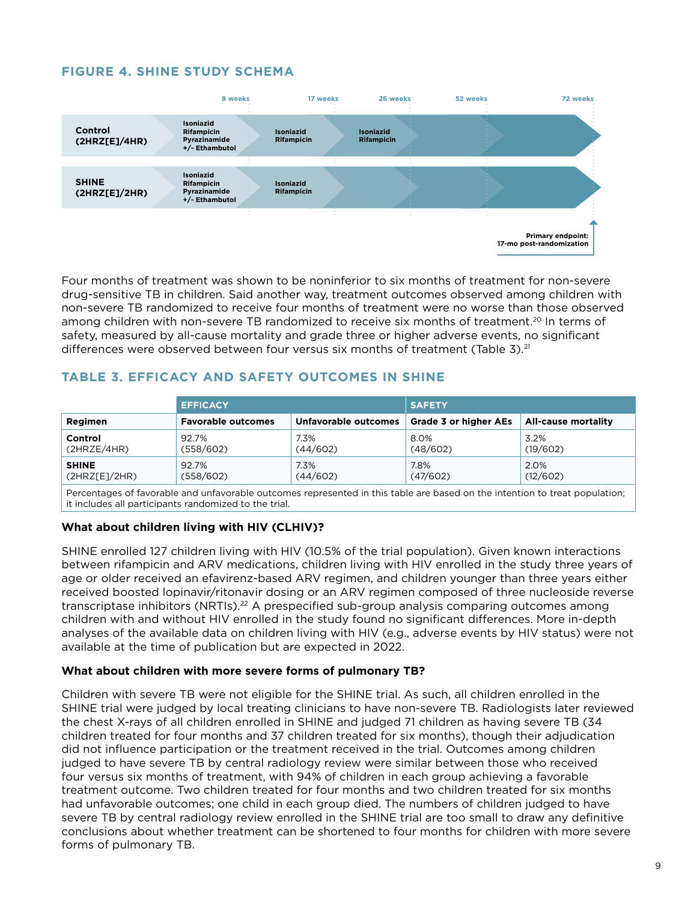## FIGURE 4. SHINE STUDY SCHEMA

| | 8 weeks | 17 weeks | 26 weeks | 52 weeks | 72 weeks |
|---|---|---|---|---|---|
| **Control (2HRZ[E]/4HR)** | Isoniazid Rifampicin Pyrazinamide +/- Ethambutol | Isoniazid Rifampicin | Isoniazid Rifampicin | | |
| **SHINE (2HRZ[E]/2HR)** | Isoniazid Rifampicin Pyrazinamide +/- Ethambutol | Isoniazid Rifampicin | | | |

**Primary endpoint: 17-mo post-randomization**

Four months of treatment was shown to be noninferior to six months of treatment for non-severe drug-sensitive TB in children. Said another way, treatment outcomes observed among children with non-severe TB randomized to receive four months of treatment were no worse than those observed among children with non-severe TB randomized to receive six months of treatment.[20] In terms of safety, measured by all-cause mortality and grade three or higher adverse events, no significant differences were observed between four versus six months of treatment (Table 3).[21]

## TABLE 3. EFFICACY AND SAFETY OUTCOMES IN SHINE

| | EFFICACY | | SAFETY | |
|---|---|---|---|---|
| **Regimen** | **Favorable outcomes** | **Unfavorable outcomes** | **Grade 3 or higher AEs** | **All-cause mortality** |
| **Control** (2HRZE/4HR) | 92.7% (558/602) | 7.3% (44/602) | 8.0% (48/602) | 3.2% (19/602) |
| **SHINE** (2HRZ[E]/2HR) | 92.7% (558/602) | 7.3% (44/602) | 7.8% (47/602) | 2.0% (12/602) |

Percentages of favorable and unfavorable outcomes represented in this table are based on the intention to treat population; it includes all participants randomized to the trial.

**What about children living with HIV (CLHIV)?**

SHINE enrolled 127 children living with HIV (10.5% of the trial population). Given known interactions between rifampicin and ARV medications, children living with HIV enrolled in the study three years of age or older received an efavirenz-based ARV regimen, and children younger than three years either received boosted lopinavir/ritonavir dosing or an ARV regimen composed of three nucleoside reverse transcriptase inhibitors (NRTIs).[22] A prespecified sub-group analysis comparing outcomes among children with and without HIV enrolled in the study found no significant differences. More in-depth analyses of the available data on children living with HIV (e.g., adverse events by HIV status) were not available at the time of publication but are expected in 2022.

**What about children with more severe forms of pulmonary TB?**

Children with severe TB were not eligible for the SHINE trial. As such, all children enrolled in the SHINE trial were judged by local treating clinicians to have non-severe TB. Radiologists later reviewed the chest X-rays of all children enrolled in SHINE and judged 71 children as having severe TB (34 children treated for four months and 37 children treated for six months), though their adjudication did not influence participation or the treatment received in the trial. Outcomes among children judged to have severe TB by central radiology review were similar between those who received four versus six months of treatment, with 94% of children in each group achieving a favorable treatment outcome. Two children treated for four months and two children treated for six months had unfavorable outcomes; one child in each group died. The numbers of children judged to have severe TB by central radiology review enrolled in the SHINE trial are too small to draw any definitive conclusions about whether treatment can be shortened to four months for children with more severe forms of pulmonary TB.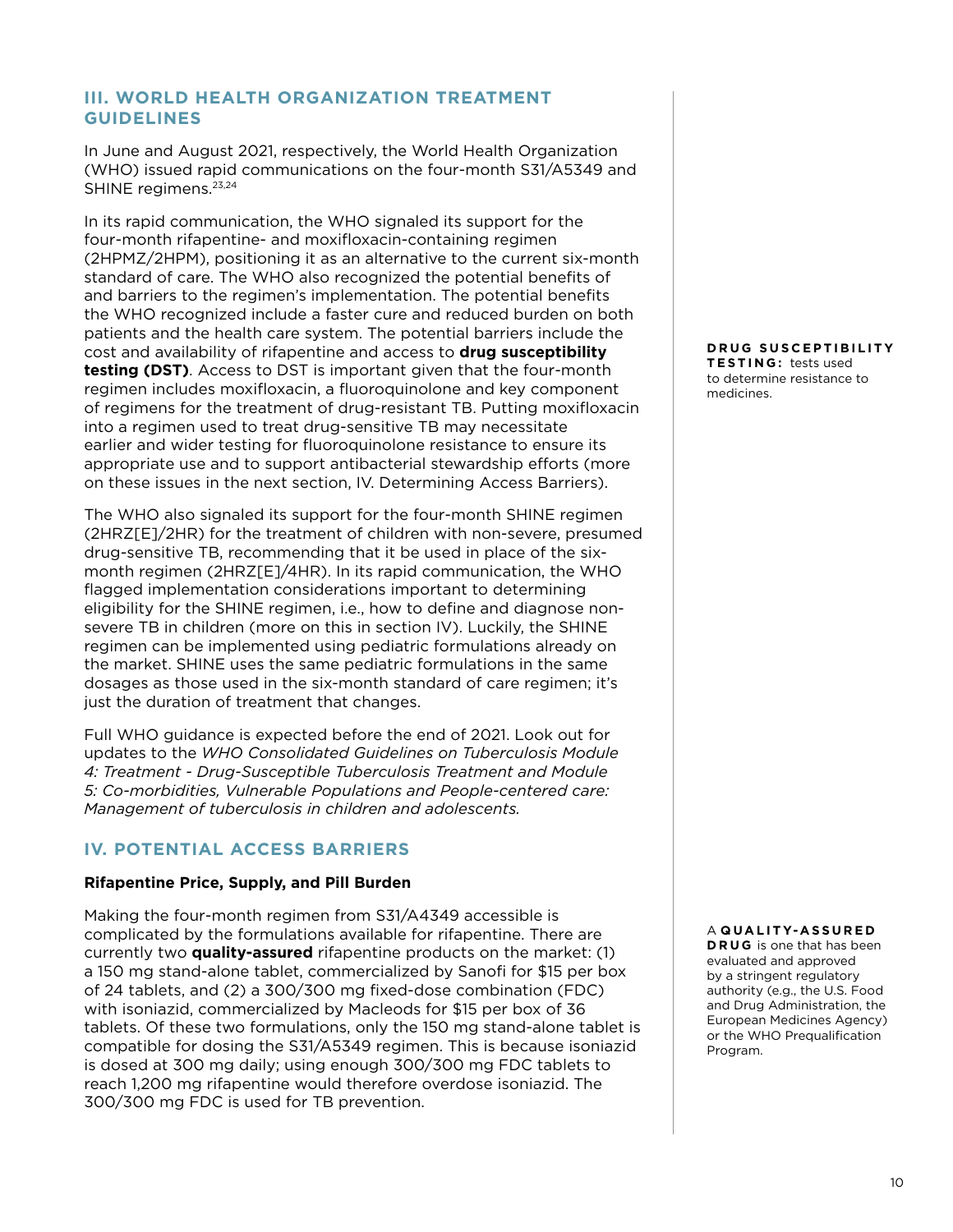## III. WORLD HEALTH ORGANIZATION TREATMENT GUIDELINES

In June and August 2021, respectively, the World Health Organization (WHO) issued rapid communications on the four-month S31/A5349 and SHINE regimens.[23,24]

In its rapid communication, the WHO signaled its support for the four-month rifapentine- and moxifloxacin-containing regimen (2HPMZ/2HPM), positioning it as an alternative to the current six-month standard of care. The WHO also recognized the potential benefits of and barriers to the regimen's implementation. The potential benefits the WHO recognized include a faster cure and reduced burden on both patients and the health care system. The potential barriers include the cost and availability of rifapentine and access to **drug susceptibility testing (DST)**. Access to DST is important given that the four-month regimen includes moxifloxacin, a fluoroquinolone and key component of regimens for the treatment of drug-resistant TB. Putting moxifloxacin into a regimen used to treat drug-sensitive TB may necessitate earlier and wider testing for fluoroquinolone resistance to ensure its appropriate use and to support antibacterial stewardship efforts (more on these issues in the next section, IV. Determining Access Barriers).

**DRUG SUSCEPTIBILITY TESTING:** tests used to determine resistance to medicines.

The WHO also signaled its support for the four-month SHINE regimen (2HRZ[E]/2HR) for the treatment of children with non-severe, presumed drug-sensitive TB, recommending that it be used in place of the six-month regimen (2HRZ[E]/4HR). In its rapid communication, the WHO flagged implementation considerations important to determining eligibility for the SHINE regimen, i.e., how to define and diagnose non-severe TB in children (more on this in section IV). Luckily, the SHINE regimen can be implemented using pediatric formulations already on the market. SHINE uses the same pediatric formulations in the same dosages as those used in the six-month standard of care regimen; it's just the duration of treatment that changes.

Full WHO guidance is expected before the end of 2021. Look out for updates to the *WHO Consolidated Guidelines on Tuberculosis Module 4: Treatment - Drug-Susceptible Tuberculosis Treatment and Module 5: Co-morbidities, Vulnerable Populations and People-centered care: Management of tuberculosis in children and adolescents.*

## IV. POTENTIAL ACCESS BARRIERS

### Rifapentine Price, Supply, and Pill Burden

Making the four-month regimen from S31/A4349 accessible is complicated by the formulations available for rifapentine. There are currently two **quality-assured** rifapentine products on the market: (1) a 150 mg stand-alone tablet, commercialized by Sanofi for $15 per box of 24 tablets, and (2) a 300/300 mg fixed-dose combination (FDC) with isoniazid, commercialized by Macleods for $15 per box of 36 tablets. Of these two formulations, only the 150 mg stand-alone tablet is compatible for dosing the S31/A5349 regimen. This is because isoniazid is dosed at 300 mg daily; using enough 300/300 mg FDC tablets to reach 1,200 mg rifapentine would therefore overdose isoniazid. The 300/300 mg FDC is used for TB prevention.

A **QUALITY-ASSURED DRUG** is one that has been evaluated and approved by a stringent regulatory authority (e.g., the U.S. Food and Drug Administration, the European Medicines Agency) or the WHO Prequalification Program.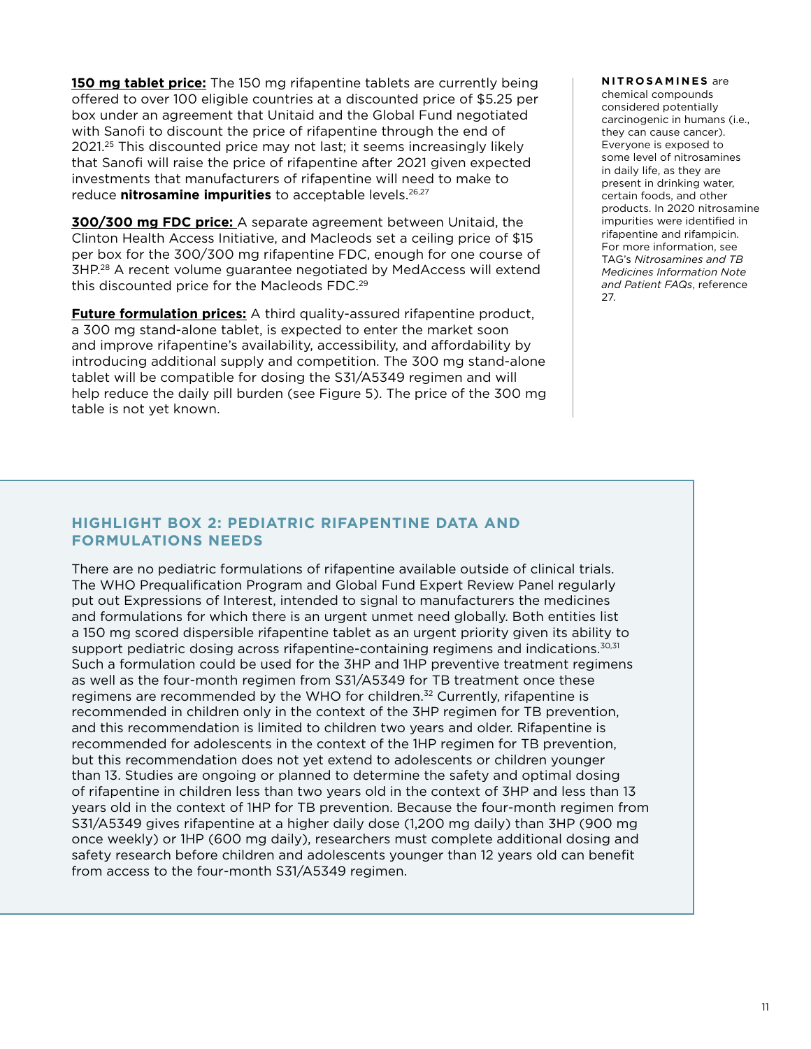**150 mg tablet price:** The 150 mg rifapentine tablets are currently being offered to over 100 eligible countries at a discounted price of $5.25 per box under an agreement that Unitaid and the Global Fund negotiated with Sanofi to discount the price of rifapentine through the end of 2021.[25] This discounted price may not last; it seems increasingly likely that Sanofi will raise the price of rifapentine after 2021 given expected investments that manufacturers of rifapentine will need to make to reduce **nitrosamine impurities** to acceptable levels.[26,27]

**300/300 mg FDC price:** A separate agreement between Unitaid, the Clinton Health Access Initiative, and Macleods set a ceiling price of $15 per box for the 300/300 mg rifapentine FDC, enough for one course of 3HP.[28] A recent volume guarantee negotiated by MedAccess will extend this discounted price for the Macleods FDC.[29]

**Future formulation prices:** A third quality-assured rifapentine product, a 300 mg stand-alone tablet, is expected to enter the market soon and improve rifapentine's availability, accessibility, and affordability by introducing additional supply and competition. The 300 mg stand-alone tablet will be compatible for dosing the S31/A5349 regimen and will help reduce the daily pill burden (see Figure 5). The price of the 300 mg table is not yet known.

**NITROSAMINES** are chemical compounds considered potentially carcinogenic in humans (i.e., they can cause cancer). Everyone is exposed to some level of nitrosamines in daily life, as they are present in drinking water, certain foods, and other products. In 2020 nitrosamine impurities were identified in rifapentine and rifampicin. For more information, see TAG's *Nitrosamines and TB Medicines Information Note and Patient FAQs*, reference 27.

## HIGHLIGHT BOX 2: PEDIATRIC RIFAPENTINE DATA AND FORMULATIONS NEEDS

There are no pediatric formulations of rifapentine available outside of clinical trials. The WHO Prequalification Program and Global Fund Expert Review Panel regularly put out Expressions of Interest, intended to signal to manufacturers the medicines and formulations for which there is an urgent unmet need globally. Both entities list a 150 mg scored dispersible rifapentine tablet as an urgent priority given its ability to support pediatric dosing across rifapentine-containing regimens and indications.[30,31] Such a formulation could be used for the 3HP and 1HP preventive treatment regimens as well as the four-month regimen from S31/A5349 for TB treatment once these regimens are recommended by the WHO for children.[32] Currently, rifapentine is recommended in children only in the context of the 3HP regimen for TB prevention, and this recommendation is limited to children two years and older. Rifapentine is recommended for adolescents in the context of the 1HP regimen for TB prevention, but this recommendation does not yet extend to adolescents or children younger than 13. Studies are ongoing or planned to determine the safety and optimal dosing of rifapentine in children less than two years old in the context of 3HP and less than 13 years old in the context of 1HP for TB prevention. Because the four-month regimen from S31/A5349 gives rifapentine at a higher daily dose (1,200 mg daily) than 3HP (900 mg once weekly) or 1HP (600 mg daily), researchers must complete additional dosing and safety research before children and adolescents younger than 12 years old can benefit from access to the four-month S31/A5349 regimen.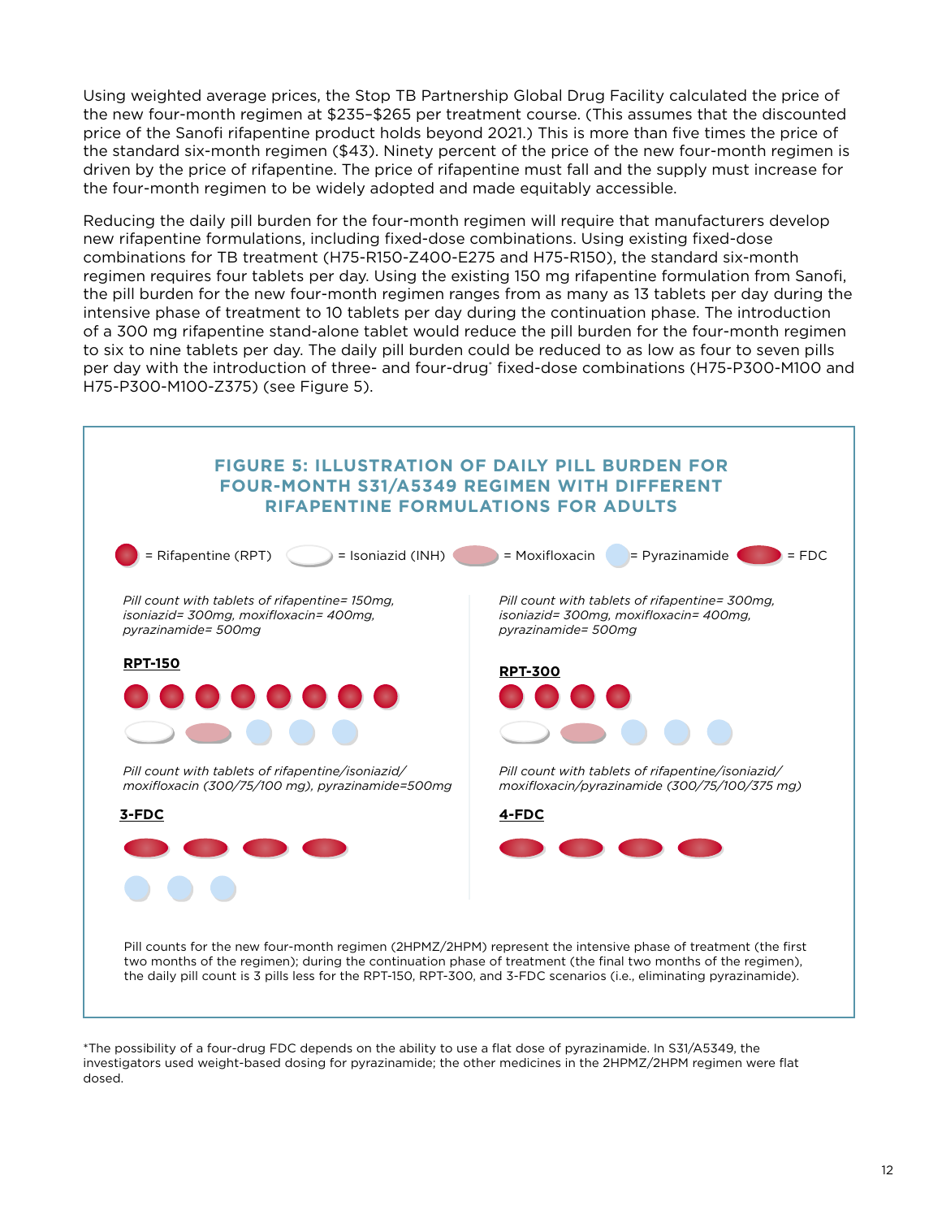Using weighted average prices, the Stop TB Partnership Global Drug Facility calculated the price of the new four-month regimen at $235–$265 per treatment course. (This assumes that the discounted price of the Sanofi rifapentine product holds beyond 2021.) This is more than five times the price of the standard six-month regimen ($43). Ninety percent of the price of the new four-month regimen is driven by the price of rifapentine. The price of rifapentine must fall and the supply must increase for the four-month regimen to be widely adopted and made equitably accessible.

Reducing the daily pill burden for the four-month regimen will require that manufacturers develop new rifapentine formulations, including fixed-dose combinations. Using existing fixed-dose combinations for TB treatment (H75-R150-Z400-E275 and H75-R150), the standard six-month regimen requires four tablets per day. Using the existing 150 mg rifapentine formulation from Sanofi, the pill burden for the new four-month regimen ranges from as many as 13 tablets per day during the intensive phase of treatment to 10 tablets per day during the continuation phase. The introduction of a 300 mg rifapentine stand-alone tablet would reduce the pill burden for the four-month regimen to six to nine tablets per day. The daily pill burden could be reduced to as low as four to seven pills per day with the introduction of three- and four-drug* fixed-dose combinations (H75-P300-M100 and H75-P300-M100-Z375) (see Figure 5).

**FIGURE 5: ILLUSTRATION OF DAILY PILL BURDEN FOR FOUR-MONTH S31/A5349 REGIMEN WITH DIFFERENT RIFAPENTINE FORMULATIONS FOR ADULTS**

= Rifapentine (RPT) = Isoniazid (INH) = Moxifloxacin = Pyrazinamide = FDC

*Pill count with tablets of rifapentine= 150mg, isoniazid= 300mg, moxifloxacin= 400mg, pyrazinamide= 500mg*

**RPT-150**

*Pill count with tablets of rifapentine= 300mg, isoniazid= 300mg, moxifloxacin= 400mg, pyrazinamide= 500mg*

**RPT-300**

*Pill count with tablets of rifapentine/isoniazid/moxifloxacin (300/75/100 mg), pyrazinamide=500mg*

**3-FDC**

*Pill count with tablets of rifapentine/isoniazid/moxifloxacin/pyrazinamide (300/75/100/375 mg)*

**4-FDC**

Pill counts for the new four-month regimen (2HPMZ/2HPM) represent the intensive phase of treatment (the first two months of the regimen); during the continuation phase of treatment (the final two months of the regimen), the daily pill count is 3 pills less for the RPT-150, RPT-300, and 3-FDC scenarios (i.e., eliminating pyrazinamide).

*The possibility of a four-drug FDC depends on the ability to use a flat dose of pyrazinamide. In S31/A5349, the investigators used weight-based dosing for pyrazinamide; the other medicines in the 2HPMZ/2HPM regimen were flat dosed.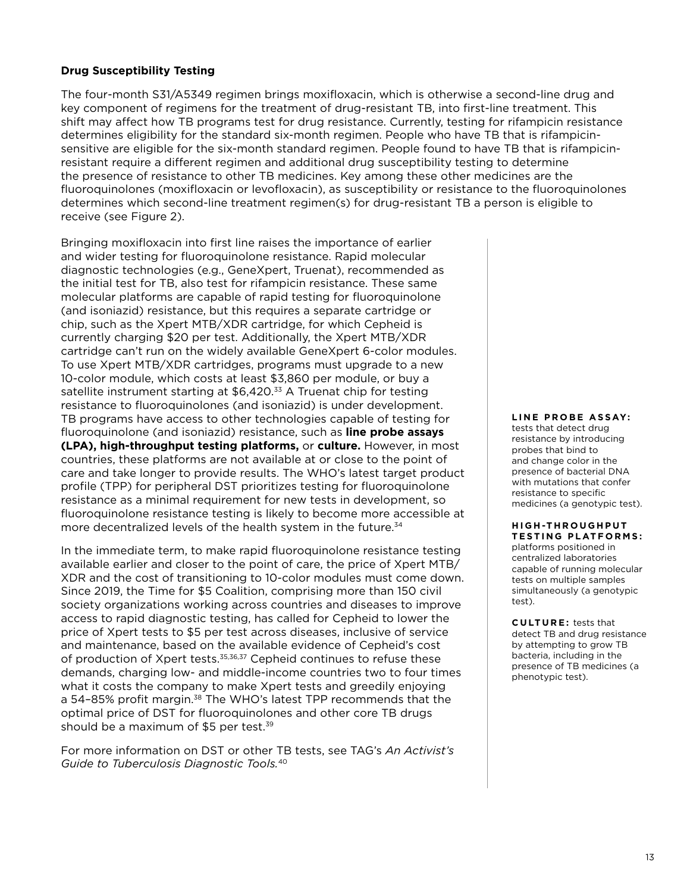### Drug Susceptibility Testing

The four-month S31/A5349 regimen brings moxifloxacin, which is otherwise a second-line drug and key component of regimens for the treatment of drug-resistant TB, into first-line treatment. This shift may affect how TB programs test for drug resistance. Currently, testing for rifampicin resistance determines eligibility for the standard six-month regimen. People who have TB that is rifampicin-sensitive are eligible for the six-month standard regimen. People found to have TB that is rifampicin-resistant require a different regimen and additional drug susceptibility testing to determine the presence of resistance to other TB medicines. Key among these other medicines are the fluoroquinolones (moxifloxacin or levofloxacin), as susceptibility or resistance to the fluoroquinolones determines which second-line treatment regimen(s) for drug-resistant TB a person is eligible to receive (see Figure 2).

Bringing moxifloxacin into first line raises the importance of earlier and wider testing for fluoroquinolone resistance. Rapid molecular diagnostic technologies (e.g., GeneXpert, Truenat), recommended as the initial test for TB, also test for rifampicin resistance. These same molecular platforms are capable of rapid testing for fluoroquinolone (and isoniazid) resistance, but this requires a separate cartridge or chip, such as the Xpert MTB/XDR cartridge, for which Cepheid is currently charging $20 per test. Additionally, the Xpert MTB/XDR cartridge can't run on the widely available GeneXpert 6-color modules. To use Xpert MTB/XDR cartridges, programs must upgrade to a new 10-color module, which costs at least $3,860 per module, or buy a satellite instrument starting at $6,420.[33] A Truenat chip for testing resistance to fluoroquinolones (and isoniazid) is under development. TB programs have access to other technologies capable of testing for fluoroquinolone (and isoniazid) resistance, such as **line probe assays (LPA), high-throughput testing platforms,** or **culture.** However, in most countries, these platforms are not available at or close to the point of care and take longer to provide results. The WHO's latest target product profile (TPP) for peripheral DST prioritizes testing for fluoroquinolone resistance as a minimal requirement for new tests in development, so fluoroquinolone resistance testing is likely to become more accessible at more decentralized levels of the health system in the future.[34]

In the immediate term, to make rapid fluoroquinolone resistance testing available earlier and closer to the point of care, the price of Xpert MTB/XDR and the cost of transitioning to 10-color modules must come down. Since 2019, the Time for $5 Coalition, comprising more than 150 civil society organizations working across countries and diseases to improve access to rapid diagnostic testing, has called for Cepheid to lower the price of Xpert tests to $5 per test across diseases, inclusive of service and maintenance, based on the available evidence of Cepheid's cost of production of Xpert tests.[35,36,37] Cepheid continues to refuse these demands, charging low- and middle-income countries two to four times what it costs the company to make Xpert tests and greedily enjoying a 54–85% profit margin.[38] The WHO's latest TPP recommends that the optimal price of DST for fluoroquinolones and other core TB drugs should be a maximum of $5 per test.[39]

For more information on DST or other TB tests, see TAG's *An Activist's Guide to Tuberculosis Diagnostic Tools.*[40]

**LINE PROBE ASSAY:** tests that detect drug resistance by introducing probes that bind to and change color in the presence of bacterial DNA with mutations that confer resistance to specific medicines (a genotypic test).

**HIGH-THROUGHPUT TESTING PLATFORMS:** platforms positioned in centralized laboratories capable of running molecular tests on multiple samples simultaneously (a genotypic test).

**CULTURE:** tests that detect TB and drug resistance by attempting to grow TB bacteria, including in the presence of TB medicines (a phenotypic test).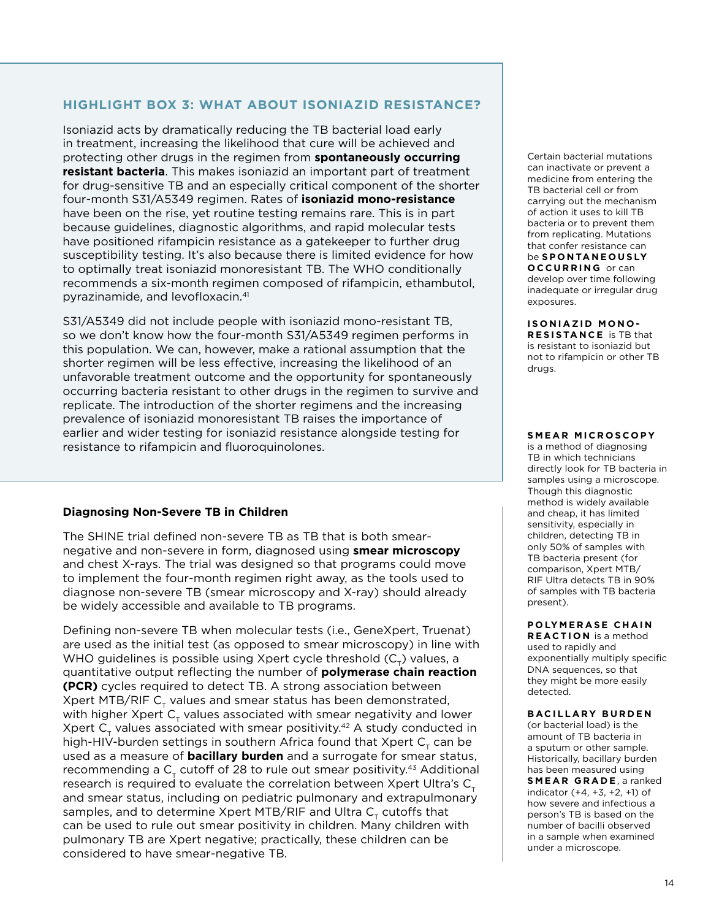### HIGHLIGHT BOX 3: WHAT ABOUT ISONIAZID RESISTANCE?

Isoniazid acts by dramatically reducing the TB bacterial load early in treatment, increasing the likelihood that cure will be achieved and protecting other drugs in the regimen from **spontaneously occurring resistant bacteria**. This makes isoniazid an important part of treatment for drug-sensitive TB and an especially critical component of the shorter four-month S31/A5349 regimen. Rates of **isoniazid mono-resistance** have been on the rise, yet routine testing remains rare. This is in part because guidelines, diagnostic algorithms, and rapid molecular tests have positioned rifampicin resistance as a gatekeeper to further drug susceptibility testing. It's also because there is limited evidence for how to optimally treat isoniazid monoresistant TB. The WHO conditionally recommends a six-month regimen composed of rifampicin, ethambutol, pyrazinamide, and levofloxacin.[41]

S31/A5349 did not include people with isoniazid mono-resistant TB, so we don't know how the four-month S31/A5349 regimen performs in this population. We can, however, make a rational assumption that the shorter regimen will be less effective, increasing the likelihood of an unfavorable treatment outcome and the opportunity for spontaneously occurring bacteria resistant to other drugs in the regimen to survive and replicate. The introduction of the shorter regimens and the increasing prevalence of isoniazid monoresistant TB raises the importance of earlier and wider testing for isoniazid resistance alongside testing for resistance to rifampicin and fluoroquinolones.

Certain bacterial mutations can inactivate or prevent a medicine from entering the TB bacterial cell or from carrying out the mechanism of action it uses to kill TB bacteria or to prevent them from replicating. Mutations that confer resistance can be **SPONTANEOUSLY OCCURRING** or can develop over time following inadequate or irregular drug exposures.

**ISONIAZID MONO-RESISTANCE** is TB that is resistant to isoniazid but not to rifampicin or other TB drugs.

**Diagnosing Non-Severe TB in Children**

The SHINE trial defined non-severe TB as TB that is both smear-negative and non-severe in form, diagnosed using **smear microscopy** and chest X-rays. The trial was designed so that programs could move to implement the four-month regimen right away, as the tools used to diagnose non-severe TB (smear microscopy and X-ray) should already be widely accessible and available to TB programs.

Defining non-severe TB when molecular tests (i.e., GeneXpert, Truenat) are used as the initial test (as opposed to smear microscopy) in line with WHO guidelines is possible using Xpert cycle threshold ($C_T$) values, a quantitative output reflecting the number of **polymerase chain reaction (PCR)** cycles required to detect TB. A strong association between Xpert MTB/RIF $C_T$ values and smear status has been demonstrated, with higher Xpert $C_T$ values associated with smear negativity and lower Xpert $C_T$ values associated with smear positivity.[42] A study conducted in high-HIV-burden settings in southern Africa found that Xpert $C_T$ can be used as a measure of **bacillary burden** and a surrogate for smear status, recommending a $C_T$ cutoff of 28 to rule out smear positivity.[43] Additional research is required to evaluate the correlation between Xpert Ultra's $C_T$ and smear status, including on pediatric pulmonary and extrapulmonary samples, and to determine Xpert MTB/RIF and Ultra $C_T$ cutoffs that can be used to rule out smear positivity in children. Many children with pulmonary TB are Xpert negative; practically, these children can be considered to have smear-negative TB.

**SMEAR MICROSCOPY** is a method of diagnosing TB in which technicians directly look for TB bacteria in samples using a microscope. Though this diagnostic method is widely available and cheap, it has limited sensitivity, especially in children, detecting TB in only 50% of samples with TB bacteria present (for comparison, Xpert MTB/RIF Ultra detects TB in 90% of samples with TB bacteria present).

**POLYMERASE CHAIN REACTION** is a method used to rapidly and exponentially multiply specific DNA sequences, so that they might be more easily detected.

**BACILLARY BURDEN** (or bacterial load) is the amount of TB bacteria in a sputum or other sample. Historically, bacillary burden has been measured using **SMEAR GRADE**, a ranked indicator (+4, +3, +2, +1) of how severe and infectious a person's TB is based on the number of bacilli observed in a sample when examined under a microscope.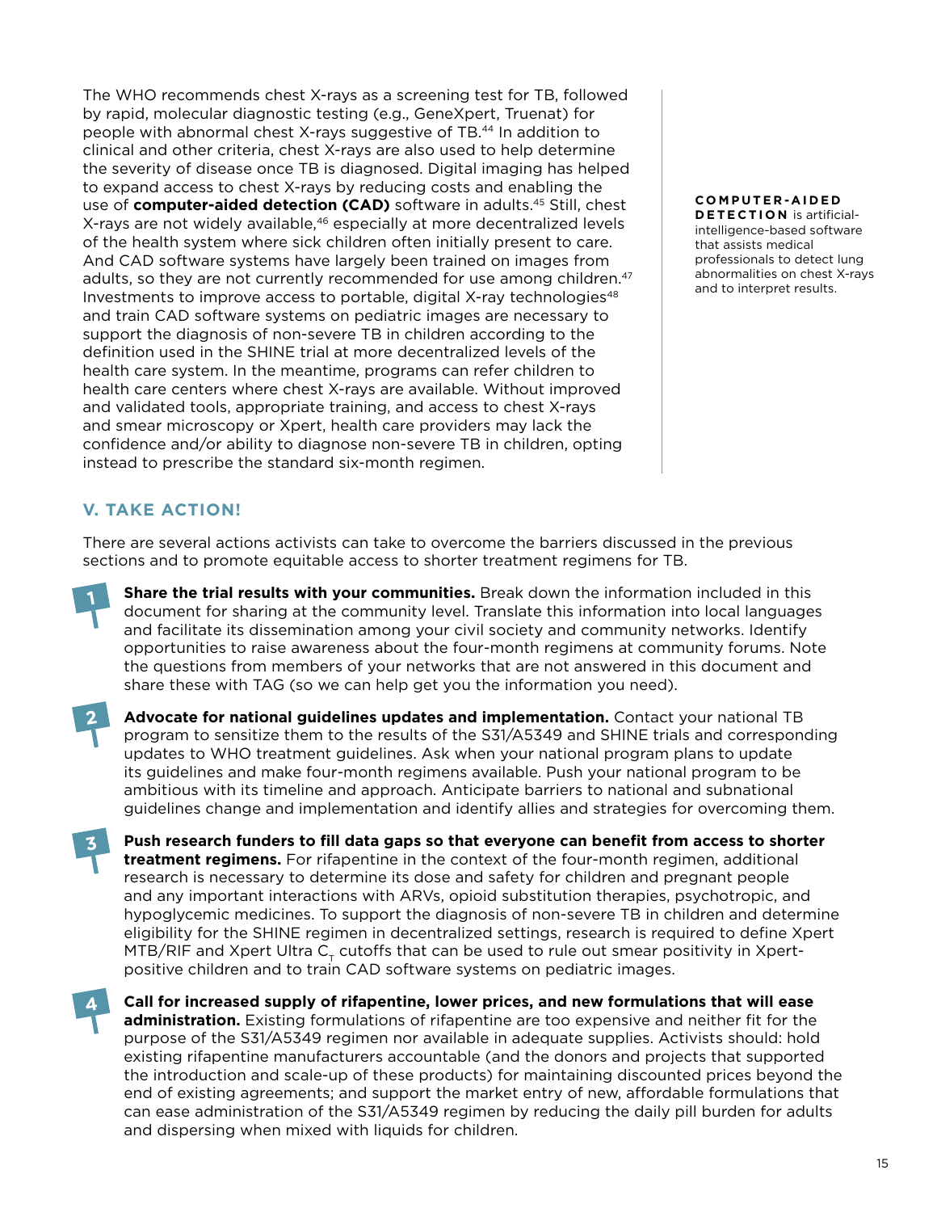The WHO recommends chest X-rays as a screening test for TB, followed by rapid, molecular diagnostic testing (e.g., GeneXpert, Truenat) for people with abnormal chest X-rays suggestive of TB.[44] In addition to clinical and other criteria, chest X-rays are also used to help determine the severity of disease once TB is diagnosed. Digital imaging has helped to expand access to chest X-rays by reducing costs and enabling the use of **computer-aided detection (CAD)** software in adults.[45] Still, chest X-rays are not widely available,[46] especially at more decentralized levels of the health system where sick children often initially present to care. And CAD software systems have largely been trained on images from adults, so they are not currently recommended for use among children.[47] Investments to improve access to portable, digital X-ray technologies[48] and train CAD software systems on pediatric images are necessary to support the diagnosis of non-severe TB in children according to the definition used in the SHINE trial at more decentralized levels of the health care system. In the meantime, programs can refer children to health care centers where chest X-rays are available. Without improved and validated tools, appropriate training, and access to chest X-rays and smear microscopy or Xpert, health care providers may lack the confidence and/or ability to diagnose non-severe TB in children, opting instead to prescribe the standard six-month regimen.

**COMPUTER-AIDED DETECTION** is artificial-intelligence-based software that assists medical professionals to detect lung abnormalities on chest X-rays and to interpret results.

## V. TAKE ACTION!

There are several actions activists can take to overcome the barriers discussed in the previous sections and to promote equitable access to shorter treatment regimens for TB.

1. **Share the trial results with your communities.** Break down the information included in this document for sharing at the community level. Translate this information into local languages and facilitate its dissemination among your civil society and community networks. Identify opportunities to raise awareness about the four-month regimens at community forums. Note the questions from members of your networks that are not answered in this document and share these with TAG (so we can help get you the information you need).

2. **Advocate for national guidelines updates and implementation.** Contact your national TB program to sensitize them to the results of the S31/A5349 and SHINE trials and corresponding updates to WHO treatment guidelines. Ask when your national program plans to update its guidelines and make four-month regimens available. Push your national program to be ambitious with its timeline and approach. Anticipate barriers to national and subnational guidelines change and implementation and identify allies and strategies for overcoming them.

3. **Push research funders to fill data gaps so that everyone can benefit from access to shorter treatment regimens.** For rifapentine in the context of the four-month regimen, additional research is necessary to determine its dose and safety for children and pregnant people and any important interactions with ARVs, opioid substitution therapies, psychotropic, and hypoglycemic medicines. To support the diagnosis of non-severe TB in children and determine eligibility for the SHINE regimen in decentralized settings, research is required to define Xpert MTB/RIF and Xpert Ultra $C_T$ cutoffs that can be used to rule out smear positivity in Xpert-positive children and to train CAD software systems on pediatric images.

4. **Call for increased supply of rifapentine, lower prices, and new formulations that will ease administration.** Existing formulations of rifapentine are too expensive and neither fit for the purpose of the S31/A5349 regimen nor available in adequate supplies. Activists should: hold existing rifapentine manufacturers accountable (and the donors and projects that supported the introduction and scale-up of these products) for maintaining discounted prices beyond the end of existing agreements; and support the market entry of new, affordable formulations that can ease administration of the S31/A5349 regimen by reducing the daily pill burden for adults and dispersing when mixed with liquids for children.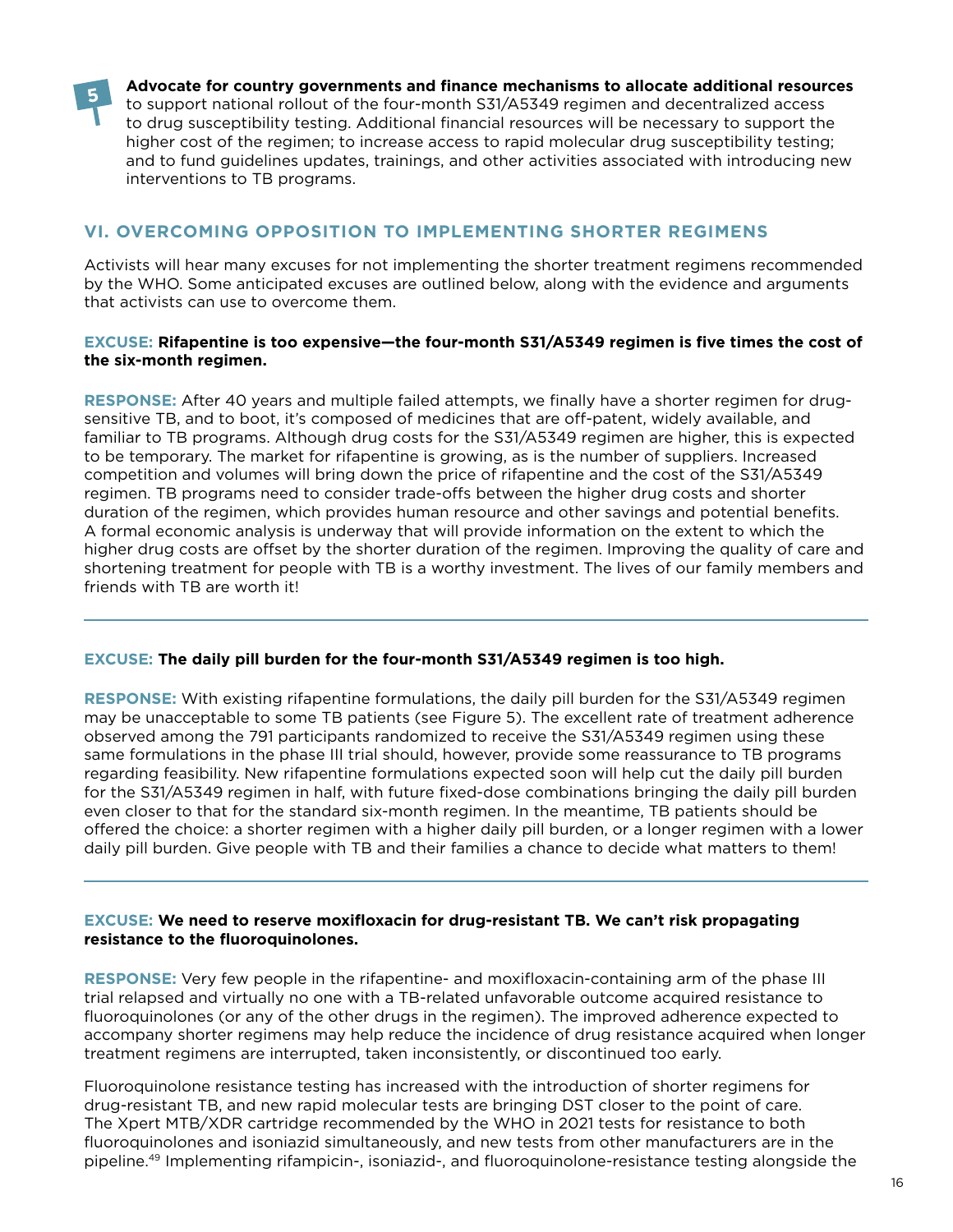**5** **Advocate for country governments and finance mechanisms to allocate additional resources** to support national rollout of the four-month S31/A5349 regimen and decentralized access to drug susceptibility testing. Additional financial resources will be necessary to support the higher cost of the regimen; to increase access to rapid molecular drug susceptibility testing; and to fund guidelines updates, trainings, and other activities associated with introducing new interventions to TB programs.

## VI. OVERCOMING OPPOSITION TO IMPLEMENTING SHORTER REGIMENS

Activists will hear many excuses for not implementing the shorter treatment regimens recommended by the WHO. Some anticipated excuses are outlined below, along with the evidence and arguments that activists can use to overcome them.

**EXCUSE: Rifapentine is too expensive—the four-month S31/A5349 regimen is five times the cost of the six-month regimen.**

**RESPONSE:** After 40 years and multiple failed attempts, we finally have a shorter regimen for drug-sensitive TB, and to boot, it's composed of medicines that are off-patent, widely available, and familiar to TB programs. Although drug costs for the S31/A5349 regimen are higher, this is expected to be temporary. The market for rifapentine is growing, as is the number of suppliers. Increased competition and volumes will bring down the price of rifapentine and the cost of the S31/A5349 regimen. TB programs need to consider trade-offs between the higher drug costs and shorter duration of the regimen, which provides human resource and other savings and potential benefits. A formal economic analysis is underway that will provide information on the extent to which the higher drug costs are offset by the shorter duration of the regimen. Improving the quality of care and shortening treatment for people with TB is a worthy investment. The lives of our family members and friends with TB are worth it!

---

**EXCUSE: The daily pill burden for the four-month S31/A5349 regimen is too high.**

**RESPONSE:** With existing rifapentine formulations, the daily pill burden for the S31/A5349 regimen may be unacceptable to some TB patients (see Figure 5). The excellent rate of treatment adherence observed among the 791 participants randomized to receive the S31/A5349 regimen using these same formulations in the phase III trial should, however, provide some reassurance to TB programs regarding feasibility. New rifapentine formulations expected soon will help cut the daily pill burden for the S31/A5349 regimen in half, with future fixed-dose combinations bringing the daily pill burden even closer to that for the standard six-month regimen. In the meantime, TB patients should be offered the choice: a shorter regimen with a higher daily pill burden, or a longer regimen with a lower daily pill burden. Give people with TB and their families a chance to decide what matters to them!

---

**EXCUSE: We need to reserve moxifloxacin for drug-resistant TB. We can't risk propagating resistance to the fluoroquinolones.**

**RESPONSE:** Very few people in the rifapentine- and moxifloxacin-containing arm of the phase III trial relapsed and virtually no one with a TB-related unfavorable outcome acquired resistance to fluoroquinolones (or any of the other drugs in the regimen). The improved adherence expected to accompany shorter regimens may help reduce the incidence of drug resistance acquired when longer treatment regimens are interrupted, taken inconsistently, or discontinued too early.

Fluoroquinolone resistance testing has increased with the introduction of shorter regimens for drug-resistant TB, and new rapid molecular tests are bringing DST closer to the point of care. The Xpert MTB/XDR cartridge recommended by the WHO in 2021 tests for resistance to both fluoroquinolones and isoniazid simultaneously, and new tests from other manufacturers are in the pipeline.[49] Implementing rifampicin-, isoniazid-, and fluoroquinolone-resistance testing alongside the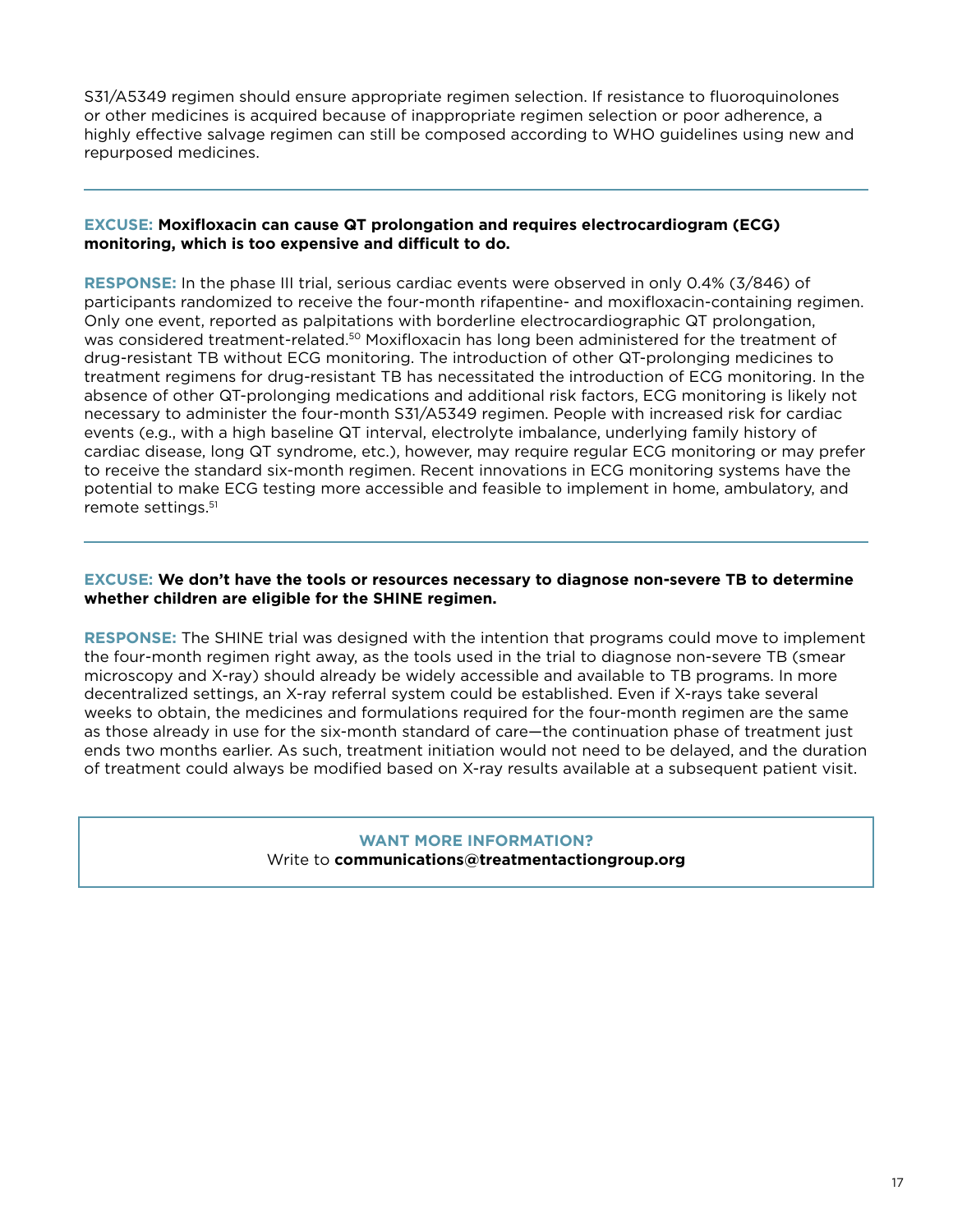S31/A5349 regimen should ensure appropriate regimen selection. If resistance to fluoroquinolones or other medicines is acquired because of inappropriate regimen selection or poor adherence, a highly effective salvage regimen can still be composed according to WHO guidelines using new and repurposed medicines.

---

**EXCUSE: Moxifloxacin can cause QT prolongation and requires electrocardiogram (ECG) monitoring, which is too expensive and difficult to do.**

**RESPONSE:** In the phase III trial, serious cardiac events were observed in only 0.4% (3/846) of participants randomized to receive the four-month rifapentine- and moxifloxacin-containing regimen. Only one event, reported as palpitations with borderline electrocardiographic QT prolongation, was considered treatment-related.[50] Moxifloxacin has long been administered for the treatment of drug-resistant TB without ECG monitoring. The introduction of other QT-prolonging medicines to treatment regimens for drug-resistant TB has necessitated the introduction of ECG monitoring. In the absence of other QT-prolonging medications and additional risk factors, ECG monitoring is likely not necessary to administer the four-month S31/A5349 regimen. People with increased risk for cardiac events (e.g., with a high baseline QT interval, electrolyte imbalance, underlying family history of cardiac disease, long QT syndrome, etc.), however, may require regular ECG monitoring or may prefer to receive the standard six-month regimen. Recent innovations in ECG monitoring systems have the potential to make ECG testing more accessible and feasible to implement in home, ambulatory, and remote settings.[51]

---

**EXCUSE: We don't have the tools or resources necessary to diagnose non-severe TB to determine whether children are eligible for the SHINE regimen.**

**RESPONSE:** The SHINE trial was designed with the intention that programs could move to implement the four-month regimen right away, as the tools used in the trial to diagnose non-severe TB (smear microscopy and X-ray) should already be widely accessible and available to TB programs. In more decentralized settings, an X-ray referral system could be established. Even if X-rays take several weeks to obtain, the medicines and formulations required for the four-month regimen are the same as those already in use for the six-month standard of care—the continuation phase of treatment just ends two months earlier. As such, treatment initiation would not need to be delayed, and the duration of treatment could always be modified based on X-ray results available at a subsequent patient visit.

---

**WANT MORE INFORMATION?**
Write to **communications@treatmentactiongroup.org**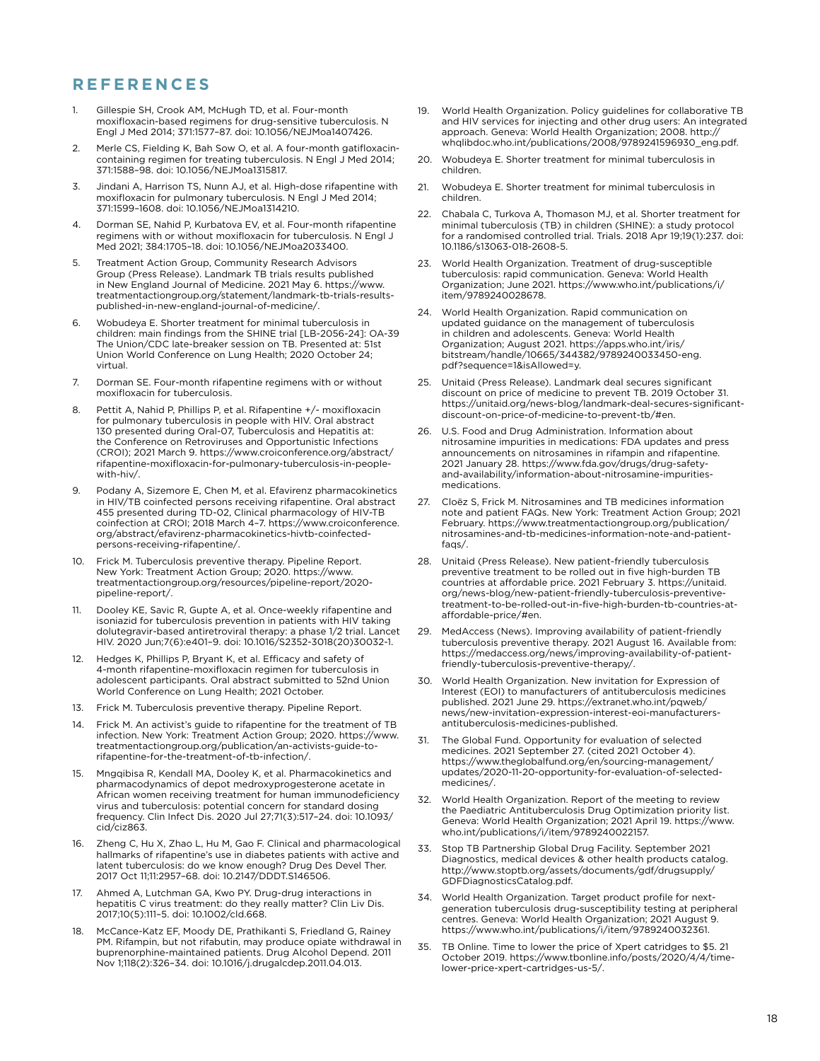## REFERENCES

1. Gillespie SH, Crook AM, McHugh TD, et al. Four-month moxifloxacin-based regimens for drug-sensitive tuberculosis. N Engl J Med 2014; 371:1577–87. doi: 10.1056/NEJMoa1407426.
2. Merle CS, Fielding K, Bah Sow O, et al. A four-month gatifloxacin-containing regimen for treating tuberculosis. N Engl J Med 2014; 371:1588–98. doi: 10.1056/NEJMoa1315817.
3. Jindani A, Harrison TS, Nunn AJ, et al. High-dose rifapentine with moxifloxacin for pulmonary tuberculosis. N Engl J Med 2014; 371:1599–1608. doi: 10.1056/NEJMoa1314210.
4. Dorman SE, Nahid P, Kurbatova EV, et al. Four-month rifapentine regimens with or without moxifloxacin for tuberculosis. N Engl J Med 2021; 384:1705–18. doi: 10.1056/NEJMoa2033400.
5. Treatment Action Group, Community Research Advisors Group (Press Release). Landmark TB trials results published in New England Journal of Medicine. 2021 May 6. https://www.treatmentactiongroup.org/statement/landmark-tb-trials-results-published-in-new-england-journal-of-medicine/.
6. Wobudeya E. Shorter treatment for minimal tuberculosis in children: main findings from the SHINE trial [LB-2056-24]: OA-39 The Union/CDC late-breaker session on TB. Presented at: 51st Union World Conference on Lung Health; 2020 October 24; virtual.
7. Dorman SE. Four-month rifapentine regimens with or without moxifloxacin for tuberculosis.
8. Pettit A, Nahid P, Phillips P, et al. Rifapentine +/- moxifloxacin for pulmonary tuberculosis in people with HIV. Oral abstract 130 presented during Oral-07, Tuberculosis and Hepatitis at: the Conference on Retroviruses and Opportunistic Infections (CROI); 2021 March 9. https://www.croiconference.org/abstract/rifapentine-moxifloxacin-for-pulmonary-tuberculosis-in-people-with-hiv/.
9. Podany A, Sizemore E, Chen M, et al. Efavirenz pharmacokinetics in HIV/TB coinfected persons receiving rifapentine. Oral abstract 455 presented during TD-02, Clinical pharmacology of HIV-TB coinfection at CROI; 2018 March 4–7. https://www.croiconference.org/abstract/efavirenz-pharmacokinetics-hivtb-coinfected-persons-receiving-rifapentine/.
10. Frick M. Tuberculosis preventive therapy. Pipeline Report. New York: Treatment Action Group; 2020. https://www.treatmentactiongroup.org/resources/pipeline-report/2020-pipeline-report/.
11. Dooley KE, Savic R, Gupte A, et al. Once-weekly rifapentine and isoniazid for tuberculosis prevention in patients with HIV taking dolutegravir-based antiretroviral therapy: a phase 1/2 trial. Lancet HIV. 2020 Jun;7(6):e401–9. doi: 10.1016/S2352-3018(20)30032-1.
12. Hedges K, Phillips P, Bryant K, et al. Efficacy and safety of 4-month rifapentine-moxifloxacin regimen for tuberculosis in adolescent participants. Oral abstract submitted to 52nd Union World Conference on Lung Health; 2021 October.
13. Frick M. Tuberculosis preventive therapy. Pipeline Report.
14. Frick M. An activist's guide to rifapentine for the treatment of TB infection. New York: Treatment Action Group; 2020. https://www.treatmentactiongroup.org/publication/an-activists-guide-to-rifapentine-for-the-treatment-of-tb-infection/.
15. Mngqibisa R, Kendall MA, Dooley K, et al. Pharmacokinetics and pharmacodynamics of depot medroxyprogesterone acetate in African women receiving treatment for human immunodeficiency virus and tuberculosis: potential concern for standard dosing frequency. Clin Infect Dis. 2020 Jul 27;71(3):517–24. doi: 10.1093/cid/ciz863.
16. Zheng C, Hu X, Zhao L, Hu M, Gao F. Clinical and pharmacological hallmarks of rifapentine's use in diabetes patients with active and latent tuberculosis: do we know enough? Drug Des Devel Ther. 2017 Oct 11;11:2957–68. doi: 10.2147/DDDT.S146506.
17. Ahmed A, Lutchman GA, Kwo PY. Drug-drug interactions in hepatitis C virus treatment: do they really matter? Clin Liv Dis. 2017;10(5):111–5. doi: 10.1002/cld.668.
18. McCance-Katz EF, Moody DE, Prathikanti S, Friedland G, Rainey PM. Rifampin, but not rifabutin, may produce opiate withdrawal in buprenorphine-maintained patients. Drug Alcohol Depend. 2011 Nov 1;118(2):326–34. doi: 10.1016/j.drugalcdep.2011.04.013.
19. World Health Organization. Policy guidelines for collaborative TB and HIV services for injecting and other drug users: An integrated approach. Geneva: World Health Organization; 2008. http://whqlibdoc.who.int/publications/2008/9789241596930_eng.pdf.
20. Wobudeya E. Shorter treatment for minimal tuberculosis in children.
21. Wobudeya E. Shorter treatment for minimal tuberculosis in children.
22. Chabala C, Turkova A, Thomason MJ, et al. Shorter treatment for minimal tuberculosis (TB) in children (SHINE): a study protocol for a randomised controlled trial. Trials. 2018 Apr 19;19(1):237. doi: 10.1186/s13063-018-2608-5.
23. World Health Organization. Treatment of drug-susceptible tuberculosis: rapid communication. Geneva: World Health Organization; June 2021. https://www.who.int/publications/i/item/9789240028678.
24. World Health Organization. Rapid communication on updated guidance on the management of tuberculosis in children and adolescents. Geneva: World Health Organization; August 2021. https://apps.who.int/iris/bitstream/handle/10665/344382/9789240033450-eng.pdf?sequence=1&isAllowed=y.
25. Unitaid (Press Release). Landmark deal secures significant discount on price of medicine to prevent TB. 2019 October 31. https://unitaid.org/news-blog/landmark-deal-secures-significant-discount-on-price-of-medicine-to-prevent-tb/#en.
26. U.S. Food and Drug Administration. Information about nitrosamine impurities in medications: FDA updates and press announcements on nitrosamines in rifampin and rifapentine. 2021 January 28. https://www.fda.gov/drugs/drug-safety-and-availability/information-about-nitrosamine-impurities-medications.
27. Cloëz S, Frick M. Nitrosamines and TB medicines information note and patient FAQs. New York: Treatment Action Group; 2021 February. https://www.treatmentactiongroup.org/publication/nitrosamines-and-tb-medicines-information-note-and-patient-faqs/.
28. Unitaid (Press Release). New patient-friendly tuberculosis preventive treatment to be rolled out in five high-burden TB countries at affordable price. 2021 February 3. https://unitaid.org/news-blog/new-patient-friendly-tuberculosis-preventive-treatment-to-be-rolled-out-in-five-high-burden-tb-countries-at-affordable-price/#en.
29. MedAccess (News). Improving availability of patient-friendly tuberculosis preventive therapy. 2021 August 16. Available from: https://medaccess.org/news/improving-availability-of-patient-friendly-tuberculosis-preventive-therapy/.
30. World Health Organization. New invitation for Expression of Interest (EOI) to manufacturers of antituberculosis medicines published. 2021 June 29. https://extranet.who.int/pqweb/news/new-invitation-expression-interest-eoi-manufacturers-antituberculosis-medicines-published.
31. The Global Fund. Opportunity for evaluation of selected medicines. 2021 September 27. (cited 2021 October 4). https://www.theglobalfund.org/en/sourcing-management/updates/2020-11-20-opportunity-for-evaluation-of-selected-medicines/.
32. World Health Organization. Report of the meeting to review the Paediatric Antituberculosis Drug Optimization priority list. Geneva: World Health Organization; 2021 April 19. https://www.who.int/publications/i/item/9789240022157.
33. Stop TB Partnership Global Drug Facility. September 2021 Diagnostics, medical devices & other health products catalog. http://www.stoptb.org/assets/documents/gdf/drugsupply/GDFDiagnosticsCatalog.pdf.
34. World Health Organization. Target product profile for next-generation tuberculosis drug-susceptibility testing at peripheral centres. Geneva: World Health Organization; 2021 August 9. https://www.who.int/publications/i/item/9789240032361.
35. TB Online. Time to lower the price of Xpert catridges to $5. 21 October 2019. https://www.tbonline.info/posts/2020/4/4/time-lower-price-xpert-cartridges-us-5/.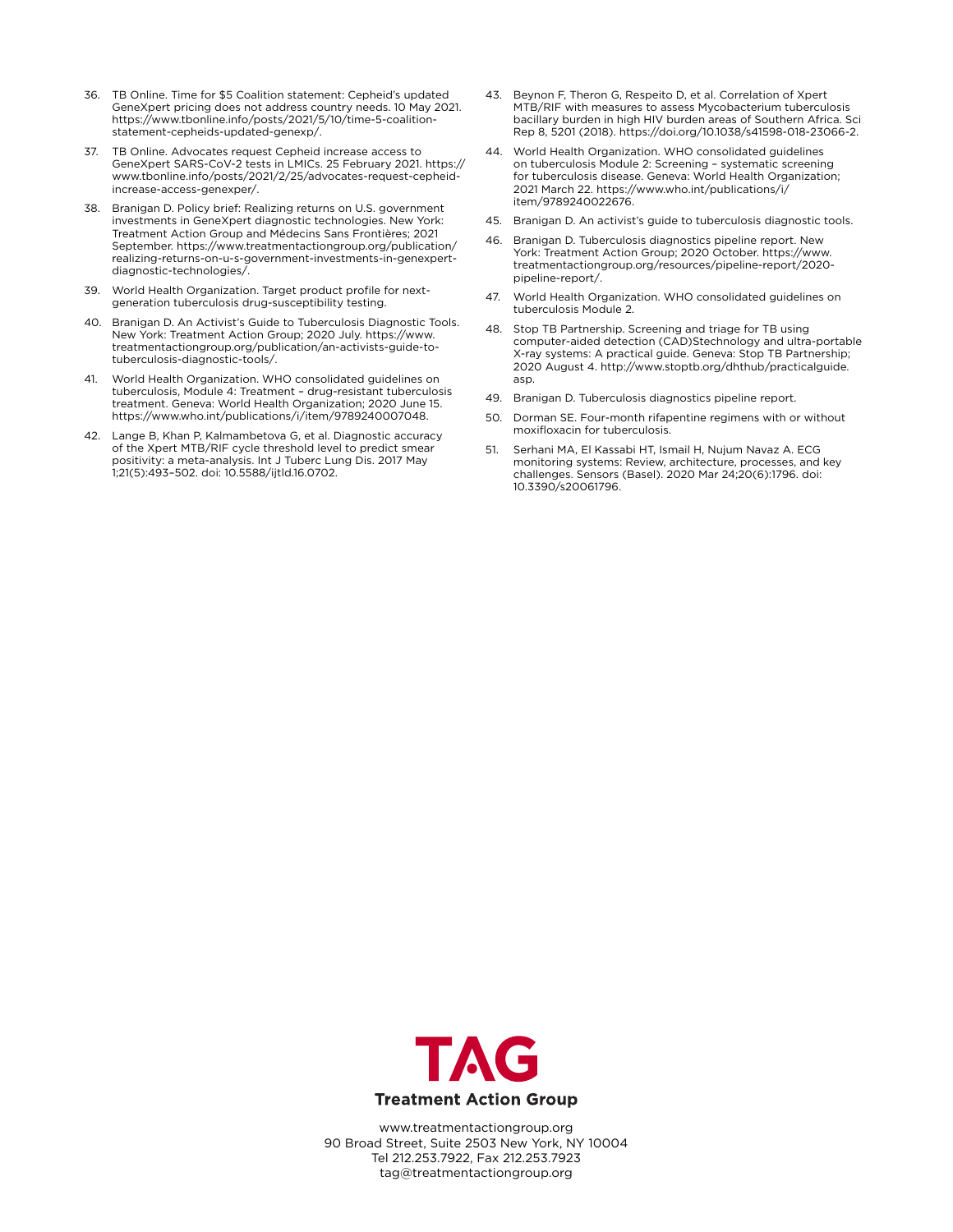36. TB Online. Time for $5 Coalition statement: Cepheid's updated GeneXpert pricing does not address country needs. 10 May 2021. https://www.tbonline.info/posts/2021/5/10/time-5-coalition-statement-cepheids-updated-genexp/.

37. TB Online. Advocates request Cepheid increase access to GeneXpert SARS-CoV-2 tests in LMICs. 25 February 2021. https://www.tbonline.info/posts/2021/2/25/advocates-request-cepheid-increase-access-genexper/.

38. Branigan D. Policy brief: Realizing returns on U.S. government investments in GeneXpert diagnostic technologies. New York: Treatment Action Group and Médecins Sans Frontières; 2021 September. https://www.treatmentactiongroup.org/publication/realizing-returns-on-u-s-government-investments-in-genexpert-diagnostic-technologies/.

39. World Health Organization. Target product profile for next-generation tuberculosis drug-susceptibility testing.

40. Branigan D. An Activist's Guide to Tuberculosis Diagnostic Tools. New York: Treatment Action Group; 2020 July. https://www.treatmentactiongroup.org/publication/an-activists-guide-to-tuberculosis-diagnostic-tools/.

41. World Health Organization. WHO consolidated guidelines on tuberculosis, Module 4: Treatment – drug-resistant tuberculosis treatment. Geneva: World Health Organization; 2020 June 15. https://www.who.int/publications/i/item/9789240007048.

42. Lange B, Khan P, Kalmambetova G, et al. Diagnostic accuracy of the Xpert MTB/RIF cycle threshold level to predict smear positivity: a meta-analysis. Int J Tuberc Lung Dis. 2017 May 1;21(5):493–502. doi: 10.5588/ijtld.16.0702.

43. Beynon F, Theron G, Respeito D, et al. Correlation of Xpert MTB/RIF with measures to assess Mycobacterium tuberculosis bacillary burden in high HIV burden areas of Southern Africa. Sci Rep 8, 5201 (2018). https://doi.org/10.1038/s41598-018-23066-2.

44. World Health Organization. WHO consolidated guidelines on tuberculosis Module 2: Screening – systematic screening for tuberculosis disease. Geneva: World Health Organization; 2021 March 22. https://www.who.int/publications/i/item/9789240022676.

45. Branigan D. An activist's guide to tuberculosis diagnostic tools.

46. Branigan D. Tuberculosis diagnostics pipeline report. New York: Treatment Action Group; 2020 October. https://www.treatmentactiongroup.org/resources/pipeline-report/2020-pipeline-report/.

47. World Health Organization. WHO consolidated guidelines on tuberculosis Module 2.

48. Stop TB Partnership. Screening and triage for TB using computer-aided detection (CAD)Stechnology and ultra-portable X-ray systems: A practical guide. Geneva: Stop TB Partnership; 2020 August 4. http://www.stoptb.org/dhthub/practicalguide.asp.

49. Branigan D. Tuberculosis diagnostics pipeline report.

50. Dorman SE. Four-month rifapentine regimens with or without moxifloxacin for tuberculosis.

51. Serhani MA, El Kassabi HT, Ismail H, Nujum Navaz A. ECG monitoring systems: Review, architecture, processes, and key challenges. Sensors (Basel). 2020 Mar 24;20(6):1796. doi: 10.3390/s20061796.

**TAG**

**Treatment Action Group**

www.treatmentactiongroup.org
90 Broad Street, Suite 2503 New York, NY 10004
Tel 212.253.7922, Fax 212.253.7923
tag@treatmentactiongroup.org